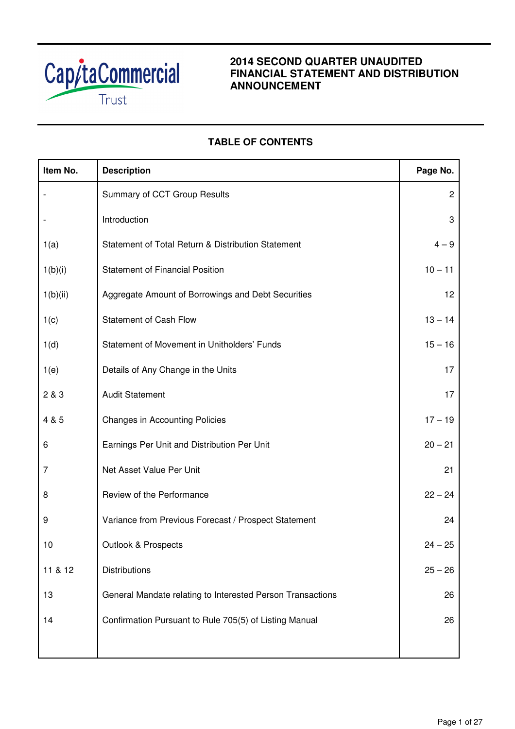CapitaCommercial Trust

# 2014 SECOND QUARTER UNAUDITED FINANCIAL STATEMENT AND DISTRIBUTION ANNOUNCEMENT

## TABLE OF CONTENTS

| Item No. | Description | Page No. |
|---|---|---|
| - | Summary of CCT Group Results | 2 |
| - | Introduction | 3 |
| 1(a) | Statement of Total Return & Distribution Statement | 4 – 9 |
| 1(b)(i) | Statement of Financial Position | 10 – 11 |
| 1(b)(ii) | Aggregate Amount of Borrowings and Debt Securities | 12 |
| 1(c) | Statement of Cash Flow | 13 – 14 |
| 1(d) | Statement of Movement in Unitholders' Funds | 15 – 16 |
| 1(e) | Details of Any Change in the Units | 17 |
| 2 & 3 | Audit Statement | 17 |
| 4 & 5 | Changes in Accounting Policies | 17 – 19 |
| 6 | Earnings Per Unit and Distribution Per Unit | 20 – 21 |
| 7 | Net Asset Value Per Unit | 21 |
| 8 | Review of the Performance | 22 – 24 |
| 9 | Variance from Previous Forecast / Prospect Statement | 24 |
| 10 | Outlook & Prospects | 24 – 25 |
| 11 & 12 | Distributions | 25 – 26 |
| 13 | General Mandate relating to Interested Person Transactions | 26 |
| 14 | Confirmation Pursuant to Rule 705(5) of Listing Manual | 26 |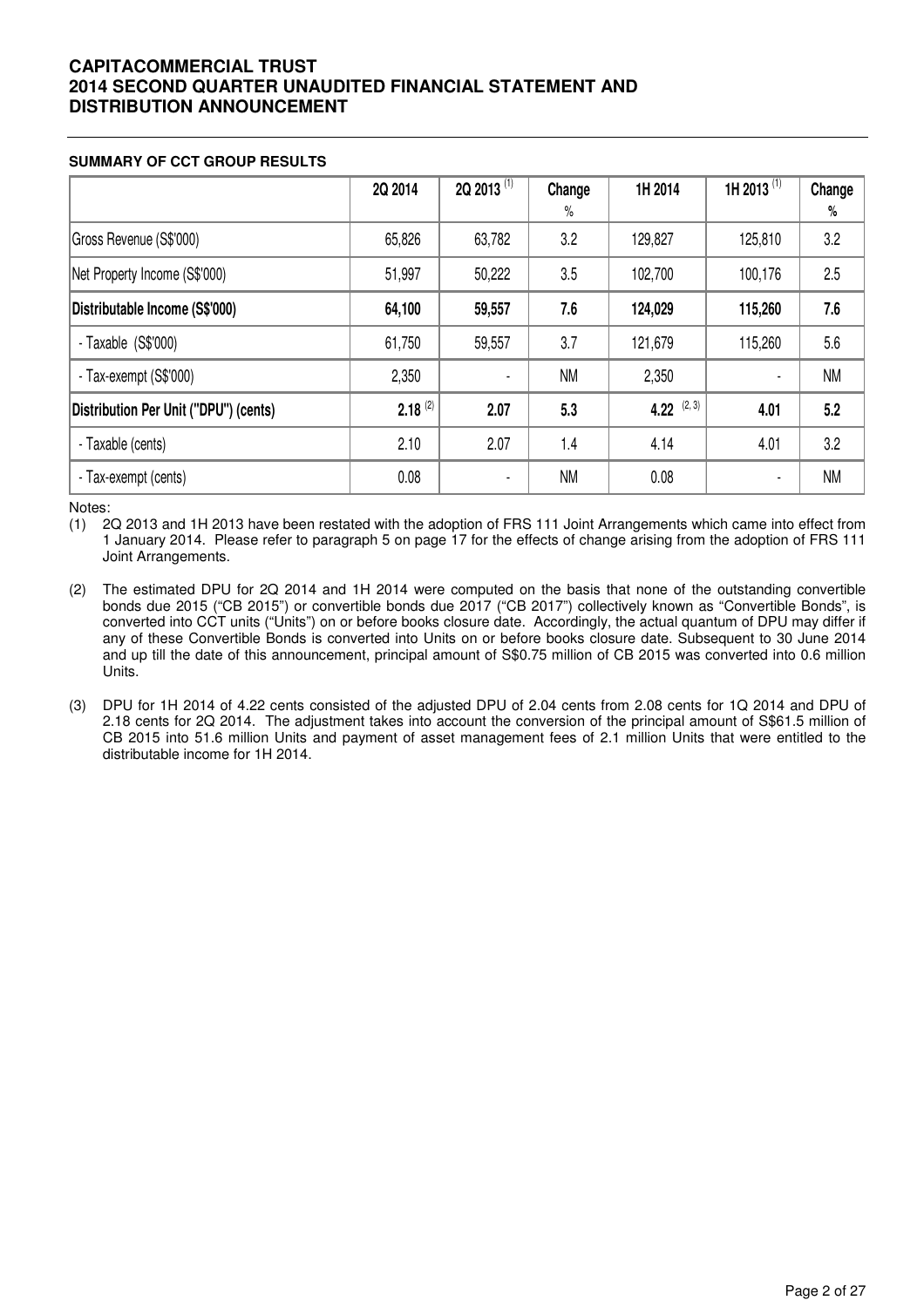# CAPITACOMMERCIAL TRUST
# 2014 SECOND QUARTER UNAUDITED FINANCIAL STATEMENT AND DISTRIBUTION ANNOUNCEMENT

**SUMMARY OF CCT GROUP RESULTS**

| | 2Q 2014 | 2Q 2013 (1) | Change % | 1H 2014 | 1H 2013 (1) | Change % |
|---|---|---|---|---|---|---|
| Gross Revenue (S$'000) | 65,826 | 63,782 | 3.2 | 129,827 | 125,810 | 3.2 |
| Net Property Income (S$'000) | 51,997 | 50,222 | 3.5 | 102,700 | 100,176 | 2.5 |
| **Distributable Income (S$'000)** | **64,100** | **59,557** | **7.6** | **124,029** | **115,260** | **7.6** |
| - Taxable (S$'000) | 61,750 | 59,557 | 3.7 | 121,679 | 115,260 | 5.6 |
| - Tax-exempt (S$'000) | 2,350 | - | NM | 2,350 | - | NM |
| **Distribution Per Unit ("DPU") (cents)** | **2.18** (2) | **2.07** | **5.3** | **4.22** (2, 3) | **4.01** | **5.2** |
| - Taxable (cents) | 2.10 | 2.07 | 1.4 | 4.14 | 4.01 | 3.2 |
| - Tax-exempt (cents) | 0.08 | - | NM | 0.08 | - | NM |

Notes:

(1) 2Q 2013 and 1H 2013 have been restated with the adoption of FRS 111 Joint Arrangements which came into effect from 1 January 2014. Please refer to paragraph 5 on page 17 for the effects of change arising from the adoption of FRS 111 Joint Arrangements.

(2) The estimated DPU for 2Q 2014 and 1H 2014 were computed on the basis that none of the outstanding convertible bonds due 2015 ("CB 2015") or convertible bonds due 2017 ("CB 2017") collectively known as "Convertible Bonds", is converted into CCT units ("Units") on or before books closure date. Accordingly, the actual quantum of DPU may differ if any of these Convertible Bonds is converted into Units on or before books closure date. Subsequent to 30 June 2014 and up till the date of this announcement, principal amount of S$0.75 million of CB 2015 was converted into 0.6 million Units.

(3) DPU for 1H 2014 of 4.22 cents consisted of the adjusted DPU of 2.04 cents from 2.08 cents for 1Q 2014 and DPU of 2.18 cents for 2Q 2014. The adjustment takes into account the conversion of the principal amount of S$61.5 million of CB 2015 into 51.6 million Units and payment of asset management fees of 2.1 million Units that were entitled to the distributable income for 1H 2014.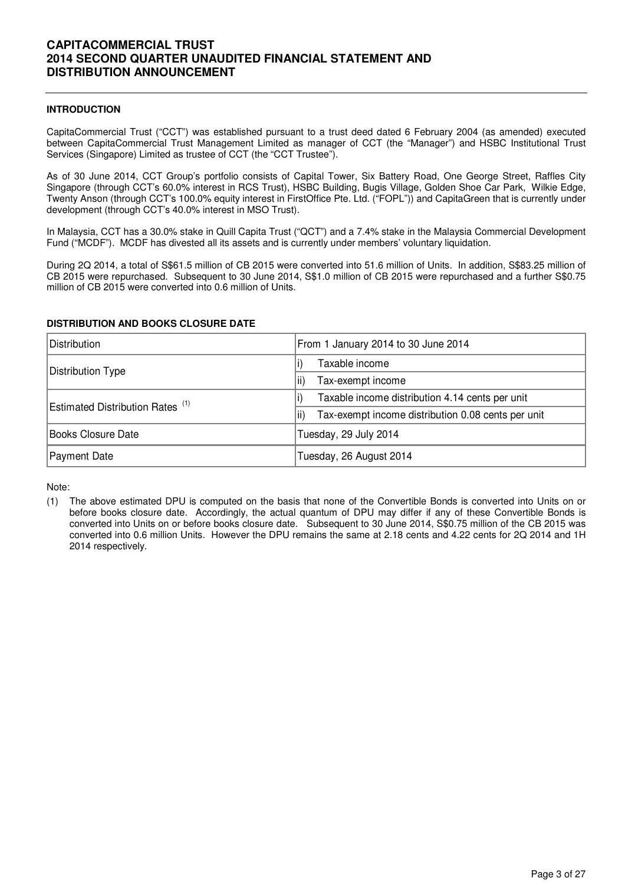# CAPITACOMMERCIAL TRUST
# 2014 SECOND QUARTER UNAUDITED FINANCIAL STATEMENT AND DISTRIBUTION ANNOUNCEMENT

## INTRODUCTION

CapitaCommercial Trust ("CCT") was established pursuant to a trust deed dated 6 February 2004 (as amended) executed between CapitaCommercial Trust Management Limited as manager of CCT (the "Manager") and HSBC Institutional Trust Services (Singapore) Limited as trustee of CCT (the "CCT Trustee").

As of 30 June 2014, CCT Group's portfolio consists of Capital Tower, Six Battery Road, One George Street, Raffles City Singapore (through CCT's 60.0% interest in RCS Trust), HSBC Building, Bugis Village, Golden Shoe Car Park, Wilkie Edge, Twenty Anson (through CCT's 100.0% equity interest in FirstOffice Pte. Ltd. ("FOPL")) and CapitaGreen that is currently under development (through CCT's 40.0% interest in MSO Trust).

In Malaysia, CCT has a 30.0% stake in Quill Capita Trust ("QCT") and a 7.4% stake in the Malaysia Commercial Development Fund ("MCDF"). MCDF has divested all its assets and is currently under members' voluntary liquidation.

During 2Q 2014, a total of S$61.5 million of CB 2015 were converted into 51.6 million of Units. In addition, S$83.25 million of CB 2015 were repurchased. Subsequent to 30 June 2014, S$1.0 million of CB 2015 were repurchased and a further S$0.75 million of CB 2015 were converted into 0.6 million of Units.

## DISTRIBUTION AND BOOKS CLOSURE DATE

| Distribution | From 1 January 2014 to 30 June 2014 |
|---|---|
| Distribution Type | i) Taxable income |
| | ii) Tax-exempt income |
| Estimated Distribution Rates [(1)] | i) Taxable income distribution 4.14 cents per unit |
| | ii) Tax-exempt income distribution 0.08 cents per unit |
| Books Closure Date | Tuesday, 29 July 2014 |
| Payment Date | Tuesday, 26 August 2014 |

Note:

(1) The above estimated DPU is computed on the basis that none of the Convertible Bonds is converted into Units on or before books closure date. Accordingly, the actual quantum of DPU may differ if any of these Convertible Bonds is converted into Units on or before books closure date. Subsequent to 30 June 2014, S$0.75 million of the CB 2015 was converted into 0.6 million Units. However the DPU remains the same at 2.18 cents and 4.22 cents for 2Q 2014 and 1H 2014 respectively.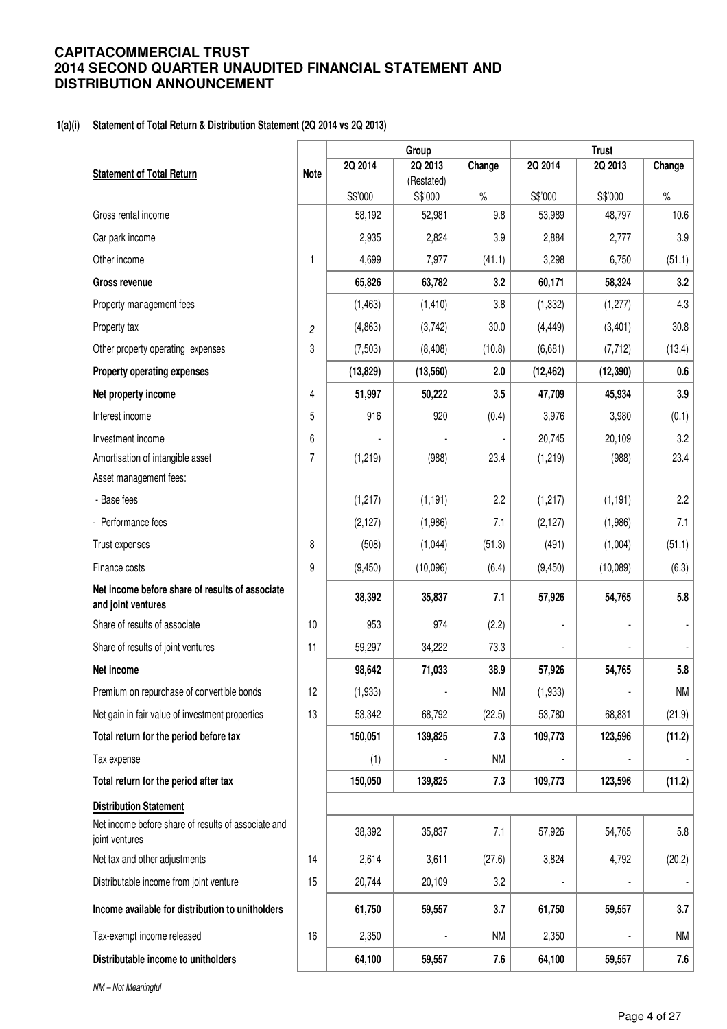**CAPITACOMMERCIAL TRUST**
**2014 SECOND QUARTER UNAUDITED FINANCIAL STATEMENT AND DISTRIBUTION ANNOUNCEMENT**

**1(a)(i) Statement of Total Return & Distribution Statement (2Q 2014 vs 2Q 2013)**

| Statement of Total Return | Note | Group | | | Trust | | |
|---|---|---|---|---|---|---|---|
| | | 2Q 2014 | 2Q 2013 (Restated) | Change | 2Q 2014 | 2Q 2013 | Change |
| | | S$'000 | S$'000 | % | S$'000 | S$'000 | % |
| Gross rental income | | 58,192 | 52,981 | 9.8 | 53,989 | 48,797 | 10.6 |
| Car park income | | 2,935 | 2,824 | 3.9 | 2,884 | 2,777 | 3.9 |
| Other income | 1 | 4,699 | 7,977 | (41.1) | 3,298 | 6,750 | (51.1) |
| **Gross revenue** | | **65,826** | **63,782** | **3.2** | **60,171** | **58,324** | **3.2** |
| Property management fees | | (1,463) | (1,410) | 3.8 | (1,332) | (1,277) | 4.3 |
| Property tax | 2 | (4,863) | (3,742) | 30.0 | (4,449) | (3,401) | 30.8 |
| Other property operating expenses | 3 | (7,503) | (8,408) | (10.8) | (6,681) | (7,712) | (13.4) |
| **Property operating expenses** | | **(13,829)** | **(13,560)** | **2.0** | **(12,462)** | **(12,390)** | **0.6** |
| **Net property income** | 4 | **51,997** | **50,222** | **3.5** | **47,709** | **45,934** | **3.9** |
| Interest income | 5 | 916 | 920 | (0.4) | 3,976 | 3,980 | (0.1) |
| Investment income | 6 | - | - | - | 20,745 | 20,109 | 3.2 |
| Amortisation of intangible asset | 7 | (1,219) | (988) | 23.4 | (1,219) | (988) | 23.4 |
| Asset management fees: | | | | | | | |
| - Base fees | | (1,217) | (1,191) | 2.2 | (1,217) | (1,191) | 2.2 |
| - Performance fees | | (2,127) | (1,986) | 7.1 | (2,127) | (1,986) | 7.1 |
| Trust expenses | 8 | (508) | (1,044) | (51.3) | (491) | (1,004) | (51.1) |
| Finance costs | 9 | (9,450) | (10,096) | (6.4) | (9,450) | (10,089) | (6.3) |
| **Net income before share of results of associate and joint ventures** | | **38,392** | **35,837** | **7.1** | **57,926** | **54,765** | **5.8** |
| Share of results of associate | 10 | 953 | 974 | (2.2) | - | - | - |
| Share of results of joint ventures | 11 | 59,297 | 34,222 | 73.3 | - | - | - |
| **Net income** | | **98,642** | **71,033** | **38.9** | **57,926** | **54,765** | **5.8** |
| Premium on repurchase of convertible bonds | 12 | (1,933) | - | NM | (1,933) | - | NM |
| Net gain in fair value of investment properties | 13 | 53,342 | 68,792 | (22.5) | 53,780 | 68,831 | (21.9) |
| **Total return for the period before tax** | | **150,051** | **139,825** | **7.3** | **109,773** | **123,596** | **(11.2)** |
| Tax expense | | (1) | - | NM | - | - | - |
| **Total return for the period after tax** | | **150,050** | **139,825** | **7.3** | **109,773** | **123,596** | **(11.2)** |
| **Distribution Statement** | | | | | | | |
| Net income before share of results of associate and joint ventures | | 38,392 | 35,837 | 7.1 | 57,926 | 54,765 | 5.8 |
| Net tax and other adjustments | 14 | 2,614 | 3,611 | (27.6) | 3,824 | 4,792 | (20.2) |
| Distributable income from joint venture | 15 | 20,744 | 20,109 | 3.2 | - | - | - |
| **Income available for distribution to unitholders** | | **61,750** | **59,557** | **3.7** | **61,750** | **59,557** | **3.7** |
| Tax-exempt income released | 16 | 2,350 | - | NM | 2,350 | - | NM |
| **Distributable income to unitholders** | | **64,100** | **59,557** | **7.6** | **64,100** | **59,557** | **7.6** |

*NM – Not Meaningful*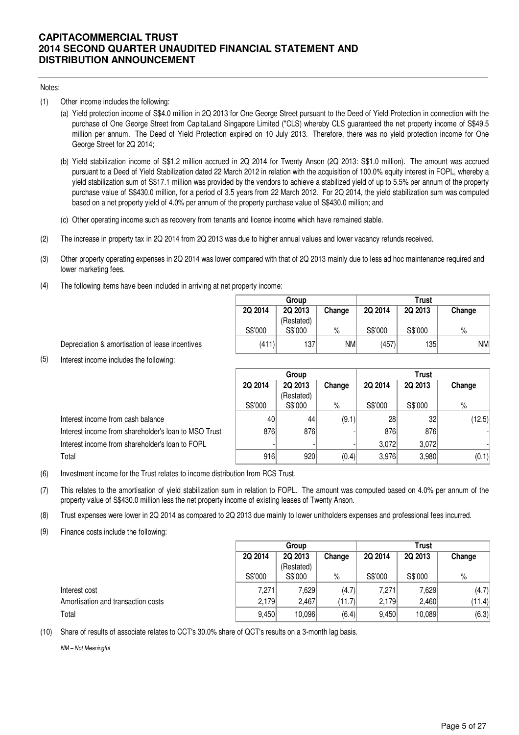Notes:

(1) Other income includes the following:

  (a) Yield protection income of S$4.0 million in 2Q 2013 for One George Street pursuant to the Deed of Yield Protection in connection with the purchase of One George Street from CapitaLand Singapore Limited ("CLS) whereby CLS guaranteed the net property income of S$49.5 million per annum. The Deed of Yield Protection expired on 10 July 2013. Therefore, there was no yield protection income for One George Street for 2Q 2014;

  (b) Yield stabilization income of S$1.2 million accrued in 2Q 2014 for Twenty Anson (2Q 2013: S$1.0 million). The amount was accrued pursuant to a Deed of Yield Stabilization dated 22 March 2012 in relation with the acquisition of 100.0% equity interest in FOPL, whereby a yield stabilization sum of S$17.1 million was provided by the vendors to achieve a stabilized yield of up to 5.5% per annum of the property purchase value of S$430.0 million, for a period of 3.5 years from 22 March 2012. For 2Q 2014, the yield stabilization sum was computed based on a net property yield of 4.0% per annum of the property purchase value of S$430.0 million; and

  (c) Other operating income such as recovery from tenants and licence income which have remained stable.

(2) The increase in property tax in 2Q 2014 from 2Q 2013 was due to higher annual values and lower vacancy refunds received.

(3) Other property operating expenses in 2Q 2014 was lower compared with that of 2Q 2013 mainly due to less ad hoc maintenance required and lower marketing fees.

(4) The following items have been included in arriving at net property income:

| | Group | | | Trust | | |
|---|---|---|---|---|---|---|
| | 2Q 2014 | 2Q 2013 (Restated) | Change | 2Q 2014 | 2Q 2013 | Change |
| | S$'000 | S$'000 | % | S$'000 | S$'000 | % |
| Depreciation & amortisation of lease incentives | (411) | 137 | NM | (457) | 135 | NM |

(5) Interest income includes the following:

| | Group | | | Trust | | |
|---|---|---|---|---|---|---|
| | 2Q 2014 | 2Q 2013 (Restated) | Change | 2Q 2014 | 2Q 2013 | Change |
| | S$'000 | S$'000 | % | S$'000 | S$'000 | % |
| Interest income from cash balance | 40 | 44 | (9.1) | 28 | 32 | (12.5) |
| Interest income from shareholder's loan to MSO Trust | 876 | 876 | - | 876 | 876 | - |
| Interest income from shareholder's loan to FOPL | - | - | - | 3,072 | 3,072 | - |
| Total | 916 | 920 | (0.4) | 3,976 | 3,980 | (0.1) |

(6) Investment income for the Trust relates to income distribution from RCS Trust.

(7) This relates to the amortisation of yield stabilization sum in relation to FOPL. The amount was computed based on 4.0% per annum of the property value of S$430.0 million less the net property income of existing leases of Twenty Anson.

(8) Trust expenses were lower in 2Q 2014 as compared to 2Q 2013 due mainly to lower unitholders expenses and professional fees incurred.

(9) Finance costs include the following:

| | Group | | | Trust | | |
|---|---|---|---|---|---|---|
| | 2Q 2014 | 2Q 2013 (Restated) | Change | 2Q 2014 | 2Q 2013 | Change |
| | S$'000 | S$'000 | % | S$'000 | S$'000 | % |
| Interest cost | 7,271 | 7,629 | (4.7) | 7,271 | 7,629 | (4.7) |
| Amortisation and transaction costs | 2,179 | 2,467 | (11.7) | 2,179 | 2,460 | (11.4) |
| Total | 9,450 | 10,096 | (6.4) | 9,450 | 10,089 | (6.3) |

(10) Share of results of associate relates to CCT's 30.0% share of QCT's results on a 3-month lag basis.

*NM – Not Meaningful*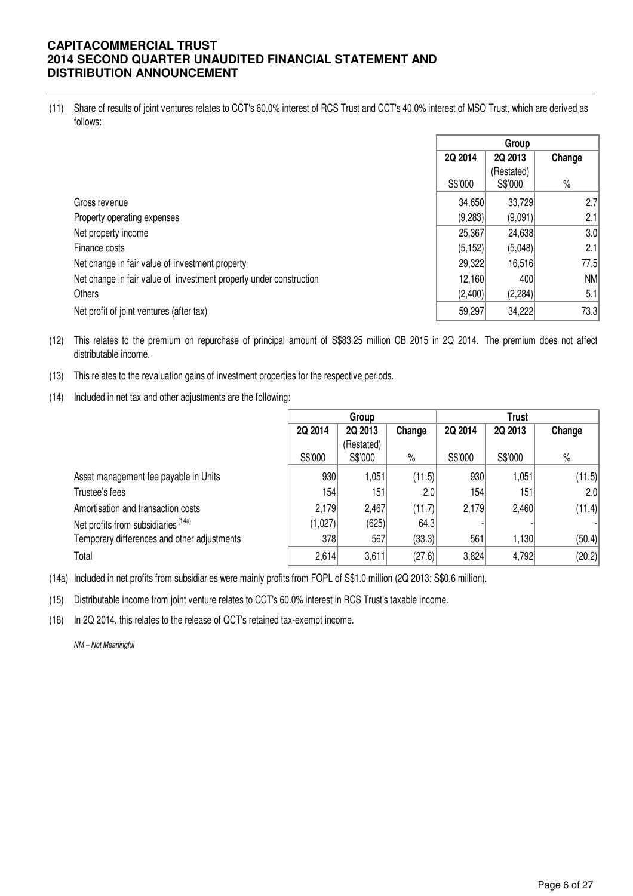(11) Share of results of joint ventures relates to CCT's 60.0% interest of RCS Trust and CCT's 40.0% interest of MSO Trust, which are derived as follows:

| | Group | | |
|---|---|---|---|
| | 2Q 2014 | 2Q 2013 (Restated) | Change |
| | S$'000 | S$'000 | % |
| Gross revenue | 34,650 | 33,729 | 2.7 |
| Property operating expenses | (9,283) | (9,091) | 2.1 |
| Net property income | 25,367 | 24,638 | 3.0 |
| Finance costs | (5,152) | (5,048) | 2.1 |
| Net change in fair value of investment property | 29,322 | 16,516 | 77.5 |
| Net change in fair value of investment property under construction | 12,160 | 400 | NM |
| Others | (2,400) | (2,284) | 5.1 |
| Net profit of joint ventures (after tax) | 59,297 | 34,222 | 73.3 |

(12) This relates to the premium on repurchase of principal amount of S$83.25 million CB 2015 in 2Q 2014. The premium does not affect distributable income.

(13) This relates to the revaluation gains of investment properties for the respective periods.

(14) Included in net tax and other adjustments are the following:

| | Group | | | Trust | | |
|---|---|---|---|---|---|---|
| | 2Q 2014 | 2Q 2013 (Restated) | Change | 2Q 2014 | 2Q 2013 | Change |
| | S$'000 | S$'000 | % | S$'000 | S$'000 | % |
| Asset management fee payable in Units | 930 | 1,051 | (11.5) | 930 | 1,051 | (11.5) |
| Trustee's fees | 154 | 151 | 2.0 | 154 | 151 | 2.0 |
| Amortisation and transaction costs | 2,179 | 2,467 | (11.7) | 2,179 | 2,460 | (11.4) |
| Net profits from subsidiaries [(14a)] | (1,027) | (625) | 64.3 | - | - | - |
| Temporary differences and other adjustments | 378 | 567 | (33.3) | 561 | 1,130 | (50.4) |
| Total | 2,614 | 3,611 | (27.6) | 3,824 | 4,792 | (20.2) |

(14a) Included in net profits from subsidiaries were mainly profits from FOPL of S$1.0 million (2Q 2013: S$0.6 million).

(15) Distributable income from joint venture relates to CCT's 60.0% interest in RCS Trust's taxable income.

(16) In 2Q 2014, this relates to the release of QCT's retained tax-exempt income.

*NM – Not Meaningful*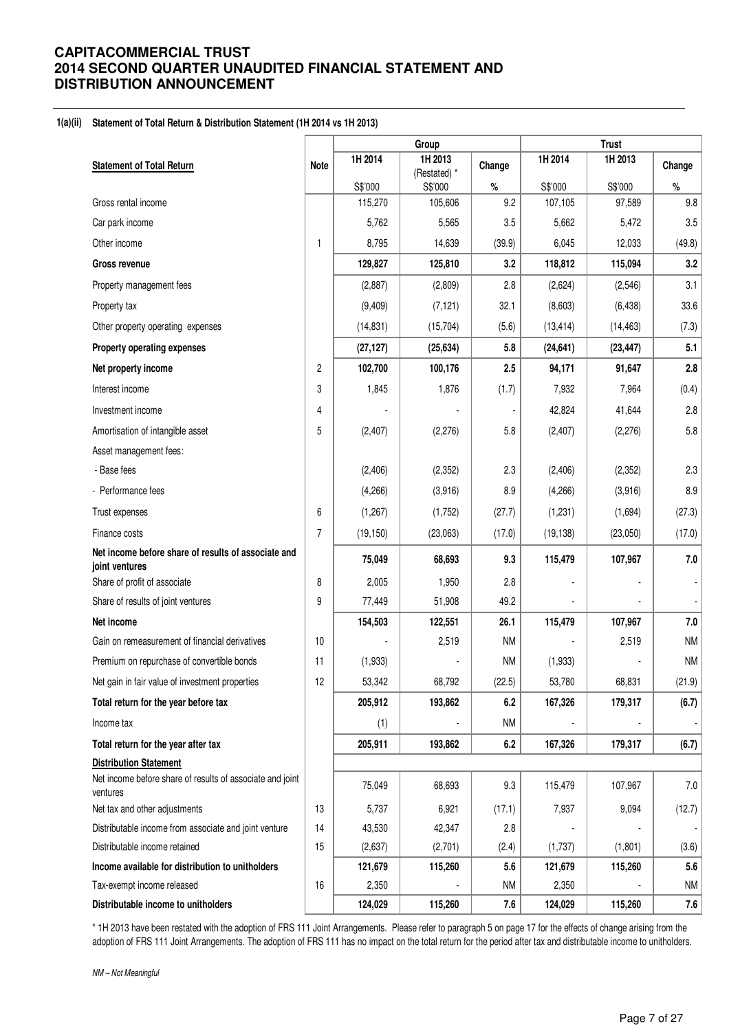# CAPITACOMMERCIAL TRUST
# 2014 SECOND QUARTER UNAUDITED FINANCIAL STATEMENT AND DISTRIBUTION ANNOUNCEMENT

**1(a)(ii) Statement of Total Return & Distribution Statement (1H 2014 vs 1H 2013)**

| Statement of Total Return | Note | Group | | | Trust | | |
|---|---|---|---|---|---|---|---|
| | | 1H 2014 | 1H 2013 (Restated) * | Change | 1H 2014 | 1H 2013 | Change |
| | | S$'000 | S$'000 | % | S$'000 | S$'000 | % |
| Gross rental income | | 115,270 | 105,606 | 9.2 | 107,105 | 97,589 | 9.8 |
| Car park income | | 5,762 | 5,565 | 3.5 | 5,662 | 5,472 | 3.5 |
| Other income | 1 | 8,795 | 14,639 | (39.9) | 6,045 | 12,033 | (49.8) |
| **Gross revenue** | | **129,827** | **125,810** | **3.2** | **118,812** | **115,094** | **3.2** |
| Property management fees | | (2,887) | (2,809) | 2.8 | (2,624) | (2,546) | 3.1 |
| Property tax | | (9,409) | (7,121) | 32.1 | (8,603) | (6,438) | 33.6 |
| Other property operating expenses | | (14,831) | (15,704) | (5.6) | (13,414) | (14,463) | (7.3) |
| **Property operating expenses** | | **(27,127)** | **(25,634)** | **5.8** | **(24,641)** | **(23,447)** | **5.1** |
| **Net property income** | 2 | **102,700** | **100,176** | **2.5** | **94,171** | **91,647** | **2.8** |
| Interest income | 3 | 1,845 | 1,876 | (1.7) | 7,932 | 7,964 | (0.4) |
| Investment income | 4 | - | - | - | 42,824 | 41,644 | 2.8 |
| Amortisation of intangible asset | 5 | (2,407) | (2,276) | 5.8 | (2,407) | (2,276) | 5.8 |
| Asset management fees: | | | | | | | |
| - Base fees | | (2,406) | (2,352) | 2.3 | (2,406) | (2,352) | 2.3 |
| - Performance fees | | (4,266) | (3,916) | 8.9 | (4,266) | (3,916) | 8.9 |
| Trust expenses | 6 | (1,267) | (1,752) | (27.7) | (1,231) | (1,694) | (27.3) |
| Finance costs | 7 | (19,150) | (23,063) | (17.0) | (19,138) | (23,050) | (17.0) |
| **Net income before share of results of associate and joint ventures** | | **75,049** | **68,693** | **9.3** | **115,479** | **107,967** | **7.0** |
| Share of profit of associate | 8 | 2,005 | 1,950 | 2.8 | - | - | - |
| Share of results of joint ventures | 9 | 77,449 | 51,908 | 49.2 | - | - | - |
| **Net income** | | **154,503** | **122,551** | **26.1** | **115,479** | **107,967** | **7.0** |
| Gain on remeasurement of financial derivatives | 10 | - | 2,519 | NM | - | 2,519 | NM |
| Premium on repurchase of convertible bonds | 11 | (1,933) | - | NM | (1,933) | - | NM |
| Net gain in fair value of investment properties | 12 | 53,342 | 68,792 | (22.5) | 53,780 | 68,831 | (21.9) |
| **Total return for the year before tax** | | **205,912** | **193,862** | **6.2** | **167,326** | **179,317** | **(6.7)** |
| Income tax | | (1) | - | NM | - | - | - |
| **Total return for the year after tax** | | **205,911** | **193,862** | **6.2** | **167,326** | **179,317** | **(6.7)** |
| **Distribution Statement** | | | | | | | |
| Net income before share of results of associate and joint ventures | | 75,049 | 68,693 | 9.3 | 115,479 | 107,967 | 7.0 |
| Net tax and other adjustments | 13 | 5,737 | 6,921 | (17.1) | 7,937 | 9,094 | (12.7) |
| Distributable income from associate and joint venture | 14 | 43,530 | 42,347 | 2.8 | - | - | - |
| Distributable income retained | 15 | (2,637) | (2,701) | (2.4) | (1,737) | (1,801) | (3.6) |
| **Income available for distribution to unitholders** | | **121,679** | **115,260** | **5.6** | **121,679** | **115,260** | **5.6** |
| Tax-exempt income released | 16 | 2,350 | - | NM | 2,350 | - | NM |
| **Distributable income to unitholders** | | **124,029** | **115,260** | **7.6** | **124,029** | **115,260** | **7.6** |

\* 1H 2013 have been restated with the adoption of FRS 111 Joint Arrangements. Please refer to paragraph 5 on page 17 for the effects of change arising from the adoption of FRS 111 Joint Arrangements. The adoption of FRS 111 has no impact on the total return for the period after tax and distributable income to unitholders.

*NM – Not Meaningful*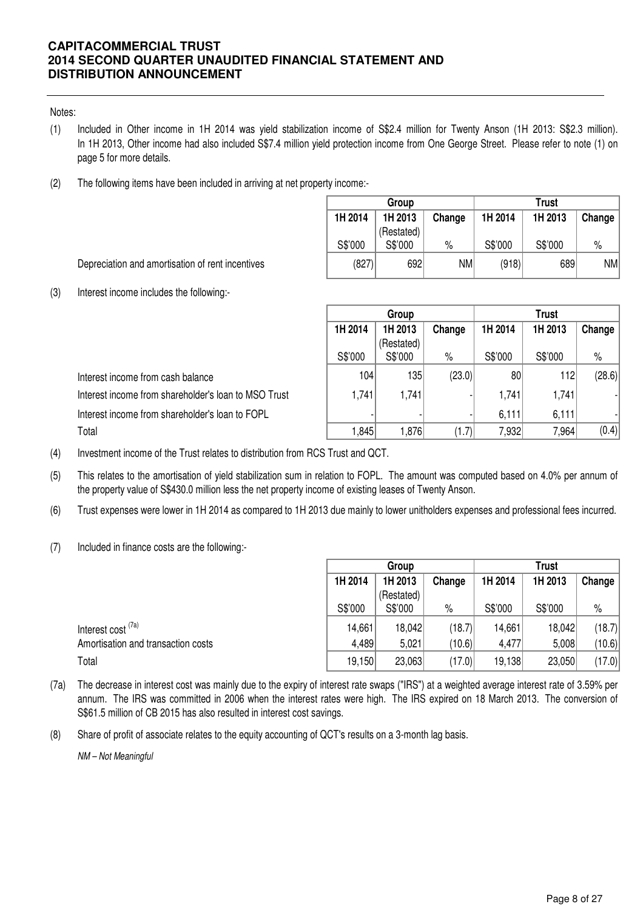Notes:

(1) Included in Other income in 1H 2014 was yield stabilization income of S$2.4 million for Twenty Anson (1H 2013: S$2.3 million). In 1H 2013, Other income had also included S$7.4 million yield protection income from One George Street. Please refer to note (1) on page 5 for more details.

(2) The following items have been included in arriving at net property income:-

| | Group | | | Trust | | |
|---|---|---|---|---|---|---|
| | 1H 2014 | 1H 2013 (Restated) | Change | 1H 2014 | 1H 2013 | Change |
| | S$'000 | S$'000 | % | S$'000 | S$'000 | % |
| Depreciation and amortisation of rent incentives | (827) | 692 | NM | (918) | 689 | NM |

(3) Interest income includes the following:-

| | Group | | | Trust | | |
|---|---|---|---|---|---|---|
| | 1H 2014 | 1H 2013 (Restated) | Change | 1H 2014 | 1H 2013 | Change |
| | S$'000 | S$'000 | % | S$'000 | S$'000 | % |
| Interest income from cash balance | 104 | 135 | (23.0) | 80 | 112 | (28.6) |
| Interest income from shareholder's loan to MSO Trust | 1,741 | 1,741 | - | 1,741 | 1,741 | - |
| Interest income from shareholder's loan to FOPL | - | - | - | 6,111 | 6,111 | - |
| Total | 1,845 | 1,876 | (1.7) | 7,932 | 7,964 | (0.4) |

(4) Investment income of the Trust relates to distribution from RCS Trust and QCT.

(5) This relates to the amortisation of yield stabilization sum in relation to FOPL. The amount was computed based on 4.0% per annum of the property value of S$430.0 million less the net property income of existing leases of Twenty Anson.

(6) Trust expenses were lower in 1H 2014 as compared to 1H 2013 due mainly to lower unitholders expenses and professional fees incurred.

(7) Included in finance costs are the following:-

| | Group | | | Trust | | |
|---|---|---|---|---|---|---|
| | 1H 2014 | 1H 2013 (Restated) | Change | 1H 2014 | 1H 2013 | Change |
| | S$'000 | S$'000 | % | S$'000 | S$'000 | % |
| Interest cost [(7a)] | 14,661 | 18,042 | (18.7) | 14,661 | 18,042 | (18.7) |
| Amortisation and transaction costs | 4,489 | 5,021 | (10.6) | 4,477 | 5,008 | (10.6) |
| Total | 19,150 | 23,063 | (17.0) | 19,138 | 23,050 | (17.0) |

(7a) The decrease in interest cost was mainly due to the expiry of interest rate swaps ("IRS") at a weighted average interest rate of 3.59% per annum. The IRS was committed in 2006 when the interest rates were high. The IRS expired on 18 March 2013. The conversion of S$61.5 million of CB 2015 has also resulted in interest cost savings.

(8) Share of profit of associate relates to the equity accounting of QCT's results on a 3-month lag basis.

*NM – Not Meaningful*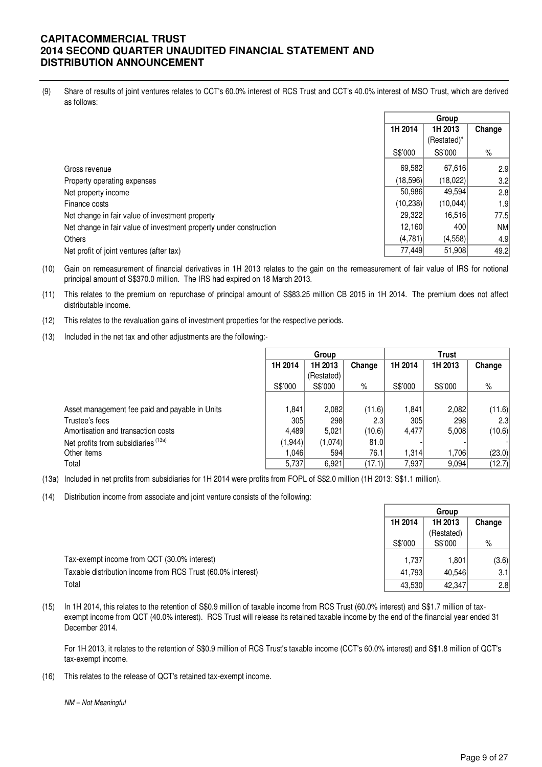(9) Share of results of joint ventures relates to CCT's 60.0% interest of RCS Trust and CCT's 40.0% interest of MSO Trust, which are derived as follows:

| | Group | | |
|---|---|---|---|
| | 1H 2014 | 1H 2013 (Restated)* | Change |
| | S$'000 | S$'000 | % |
| Gross revenue | 69,582 | 67,616 | 2.9 |
| Property operating expenses | (18,596) | (18,022) | 3.2 |
| Net property income | 50,986 | 49,594 | 2.8 |
| Finance costs | (10,238) | (10,044) | 1.9 |
| Net change in fair value of investment property | 29,322 | 16,516 | 77.5 |
| Net change in fair value of investment property under construction | 12,160 | 400 | NM |
| Others | (4,781) | (4,558) | 4.9 |
| Net profit of joint ventures (after tax) | 77,449 | 51,908 | 49.2 |

(10) Gain on remeasurement of financial derivatives in 1H 2013 relates to the gain on the remeasurement of fair value of IRS for notional principal amount of S$370.0 million. The IRS had expired on 18 March 2013.

(11) This relates to the premium on repurchase of principal amount of S$83.25 million CB 2015 in 1H 2014. The premium does not affect distributable income.

(12) This relates to the revaluation gains of investment properties for the respective periods.

(13) Included in the net tax and other adjustments are the following:-

| | Group | | | Trust | | |
|---|---|---|---|---|---|---|
| | 1H 2014 | 1H 2013 (Restated) | Change | 1H 2014 | 1H 2013 | Change |
| | S$'000 | S$'000 | % | S$'000 | S$'000 | % |
| Asset management fee paid and payable in Units | 1,841 | 2,082 | (11.6) | 1,841 | 2,082 | (11.6) |
| Trustee's fees | 305 | 298 | 2.3 | 305 | 298 | 2.3 |
| Amortisation and transaction costs | 4,489 | 5,021 | (10.6) | 4,477 | 5,008 | (10.6) |
| Net profits from subsidiaries [13a] | (1,944) | (1,074) | 81.0 | - | - | - |
| Other items | 1,046 | 594 | 76.1 | 1,314 | 1,706 | (23.0) |
| Total | 5,737 | 6,921 | (17.1) | 7,937 | 9,094 | (12.7) |

(13a) Included in net profits from subsidiaries for 1H 2014 were profits from FOPL of S$2.0 million (1H 2013: S$1.1 million).

(14) Distribution income from associate and joint venture consists of the following:

| | Group | | |
|---|---|---|---|
| | 1H 2014 | 1H 2013 (Restated) | Change |
| | S$'000 | S$'000 | % |
| Tax-exempt income from QCT (30.0% interest) | 1,737 | 1,801 | (3.6) |
| Taxable distribution income from RCS Trust (60.0% interest) | 41,793 | 40,546 | 3.1 |
| Total | 43,530 | 42,347 | 2.8 |

(15) In 1H 2014, this relates to the retention of S$0.9 million of taxable income from RCS Trust (60.0% interest) and S$1.7 million of tax-exempt income from QCT (40.0% interest). RCS Trust will release its retained taxable income by the end of the financial year ended 31 December 2014.

For 1H 2013, it relates to the retention of S$0.9 million of RCS Trust's taxable income (CCT's 60.0% interest) and S$1.8 million of QCT's tax-exempt income.

(16) This relates to the release of QCT's retained tax-exempt income.

*NM – Not Meaningful*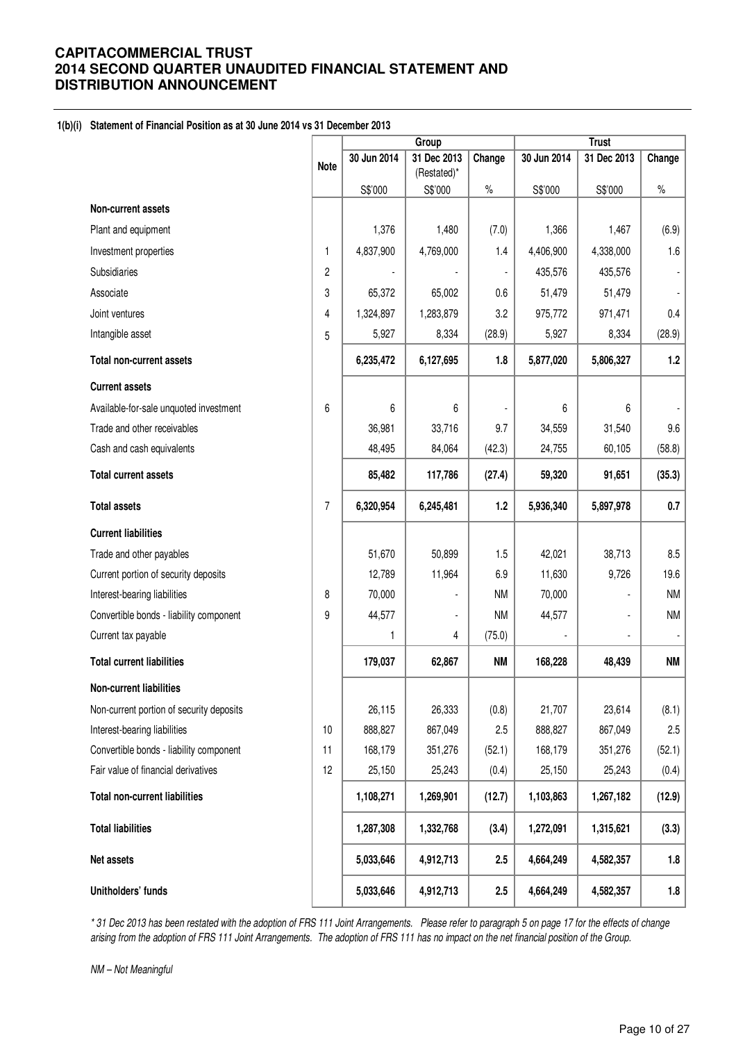**CAPITACOMMERCIAL TRUST**
**2014 SECOND QUARTER UNAUDITED FINANCIAL STATEMENT AND DISTRIBUTION ANNOUNCEMENT**

**1(b)(i) Statement of Financial Position as at 30 June 2014 vs 31 December 2013**

| | Note | Group | | | Trust | | |
|---|---|---|---|---|---|---|---|
| | | 30 Jun 2014 | 31 Dec 2013 (Restated)* | Change | 30 Jun 2014 | 31 Dec 2013 | Change |
| | | S$'000 | S$'000 | % | S$'000 | S$'000 | % |
| **Non-current assets** | | | | | | | |
| Plant and equipment | | 1,376 | 1,480 | (7.0) | 1,366 | 1,467 | (6.9) |
| Investment properties | 1 | 4,837,900 | 4,769,000 | 1.4 | 4,406,900 | 4,338,000 | 1.6 |
| Subsidiaries | 2 | - | - | - | 435,576 | 435,576 | - |
| Associate | 3 | 65,372 | 65,002 | 0.6 | 51,479 | 51,479 | - |
| Joint ventures | 4 | 1,324,897 | 1,283,879 | 3.2 | 975,772 | 971,471 | 0.4 |
| Intangible asset | 5 | 5,927 | 8,334 | (28.9) | 5,927 | 8,334 | (28.9) |
| **Total non-current assets** | | **6,235,472** | **6,127,695** | **1.8** | **5,877,020** | **5,806,327** | **1.2** |
| **Current assets** | | | | | | | |
| Available-for-sale unquoted investment | 6 | 6 | 6 | - | 6 | 6 | - |
| Trade and other receivables | | 36,981 | 33,716 | 9.7 | 34,559 | 31,540 | 9.6 |
| Cash and cash equivalents | | 48,495 | 84,064 | (42.3) | 24,755 | 60,105 | (58.8) |
| **Total current assets** | | **85,482** | **117,786** | **(27.4)** | **59,320** | **91,651** | **(35.3)** |
| **Total assets** | 7 | **6,320,954** | **6,245,481** | **1.2** | **5,936,340** | **5,897,978** | **0.7** |
| **Current liabilities** | | | | | | | |
| Trade and other payables | | 51,670 | 50,899 | 1.5 | 42,021 | 38,713 | 8.5 |
| Current portion of security deposits | | 12,789 | 11,964 | 6.9 | 11,630 | 9,726 | 19.6 |
| Interest-bearing liabilities | 8 | 70,000 | - | NM | 70,000 | - | NM |
| Convertible bonds - liability component | 9 | 44,577 | - | NM | 44,577 | - | NM |
| Current tax payable | | 1 | 4 | (75.0) | - | - | - |
| **Total current liabilities** | | **179,037** | **62,867** | **NM** | **168,228** | **48,439** | **NM** |
| **Non-current liabilities** | | | | | | | |
| Non-current portion of security deposits | | 26,115 | 26,333 | (0.8) | 21,707 | 23,614 | (8.1) |
| Interest-bearing liabilities | 10 | 888,827 | 867,049 | 2.5 | 888,827 | 867,049 | 2.5 |
| Convertible bonds - liability component | 11 | 168,179 | 351,276 | (52.1) | 168,179 | 351,276 | (52.1) |
| Fair value of financial derivatives | 12 | 25,150 | 25,243 | (0.4) | 25,150 | 25,243 | (0.4) |
| **Total non-current liabilities** | | **1,108,271** | **1,269,901** | **(12.7)** | **1,103,863** | **1,267,182** | **(12.9)** |
| **Total liabilities** | | **1,287,308** | **1,332,768** | **(3.4)** | **1,272,091** | **1,315,621** | **(3.3)** |
| **Net assets** | | **5,033,646** | **4,912,713** | **2.5** | **4,664,249** | **4,582,357** | **1.8** |
| **Unitholders' funds** | | **5,033,646** | **4,912,713** | **2.5** | **4,664,249** | **4,582,357** | **1.8** |

*\* 31 Dec 2013 has been restated with the adoption of FRS 111 Joint Arrangements. Please refer to paragraph 5 on page 17 for the effects of change arising from the adoption of FRS 111 Joint Arrangements. The adoption of FRS 111 has no impact on the net financial position of the Group.*

*NM – Not Meaningful*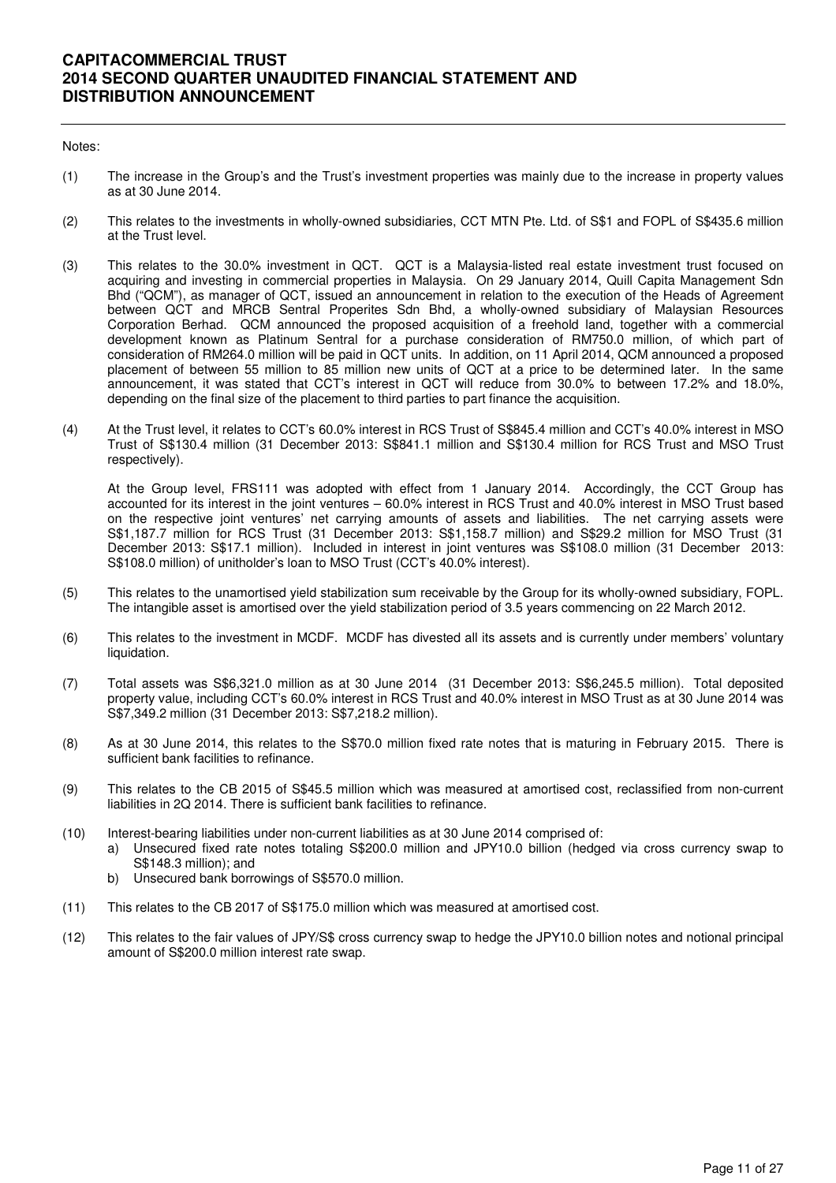Notes:

(1) The increase in the Group's and the Trust's investment properties was mainly due to the increase in property values as at 30 June 2014.

(2) This relates to the investments in wholly-owned subsidiaries, CCT MTN Pte. Ltd. of S$1 and FOPL of S$435.6 million at the Trust level.

(3) This relates to the 30.0% investment in QCT. QCT is a Malaysia-listed real estate investment trust focused on acquiring and investing in commercial properties in Malaysia. On 29 January 2014, Quill Capita Management Sdn Bhd ("QCM"), as manager of QCT, issued an announcement in relation to the execution of the Heads of Agreement between QCT and MRCB Sentral Properites Sdn Bhd, a wholly-owned subsidiary of Malaysian Resources Corporation Berhad. QCM announced the proposed acquisition of a freehold land, together with a commercial development known as Platinum Sentral for a purchase consideration of RM750.0 million, of which part of consideration of RM264.0 million will be paid in QCT units. In addition, on 11 April 2014, QCM announced a proposed placement of between 55 million to 85 million new units of QCT at a price to be determined later. In the same announcement, it was stated that CCT's interest in QCT will reduce from 30.0% to between 17.2% and 18.0%, depending on the final size of the placement to third parties to part finance the acquisition.

(4) At the Trust level, it relates to CCT's 60.0% interest in RCS Trust of S$845.4 million and CCT's 40.0% interest in MSO Trust of S$130.4 million (31 December 2013: S$841.1 million and S$130.4 million for RCS Trust and MSO Trust respectively).

    At the Group level, FRS111 was adopted with effect from 1 January 2014. Accordingly, the CCT Group has accounted for its interest in the joint ventures – 60.0% interest in RCS Trust and 40.0% interest in MSO Trust based on the respective joint ventures' net carrying amounts of assets and liabilities. The net carrying assets were S$1,187.7 million for RCS Trust (31 December 2013: S$1,158.7 million) and S$29.2 million for MSO Trust (31 December 2013: S$17.1 million). Included in interest in joint ventures was S$108.0 million (31 December 2013: S$108.0 million) of unitholder's loan to MSO Trust (CCT's 40.0% interest).

(5) This relates to the unamortised yield stabilization sum receivable by the Group for its wholly-owned subsidiary, FOPL. The intangible asset is amortised over the yield stabilization period of 3.5 years commencing on 22 March 2012.

(6) This relates to the investment in MCDF. MCDF has divested all its assets and is currently under members' voluntary liquidation.

(7) Total assets was S$6,321.0 million as at 30 June 2014 (31 December 2013: S$6,245.5 million). Total deposited property value, including CCT's 60.0% interest in RCS Trust and 40.0% interest in MSO Trust as at 30 June 2014 was S$7,349.2 million (31 December 2013: S$7,218.2 million).

(8) As at 30 June 2014, this relates to the S$70.0 million fixed rate notes that is maturing in February 2015. There is sufficient bank facilities to refinance.

(9) This relates to the CB 2015 of S$45.5 million which was measured at amortised cost, reclassified from non-current liabilities in 2Q 2014. There is sufficient bank facilities to refinance.

(10) Interest-bearing liabilities under non-current liabilities as at 30 June 2014 comprised of:
    a) Unsecured fixed rate notes totaling S$200.0 million and JPY10.0 billion (hedged via cross currency swap to S$148.3 million); and
    b) Unsecured bank borrowings of S$570.0 million.

(11) This relates to the CB 2017 of S$175.0 million which was measured at amortised cost.

(12) This relates to the fair values of JPY/S$ cross currency swap to hedge the JPY10.0 billion notes and notional principal amount of S$200.0 million interest rate swap.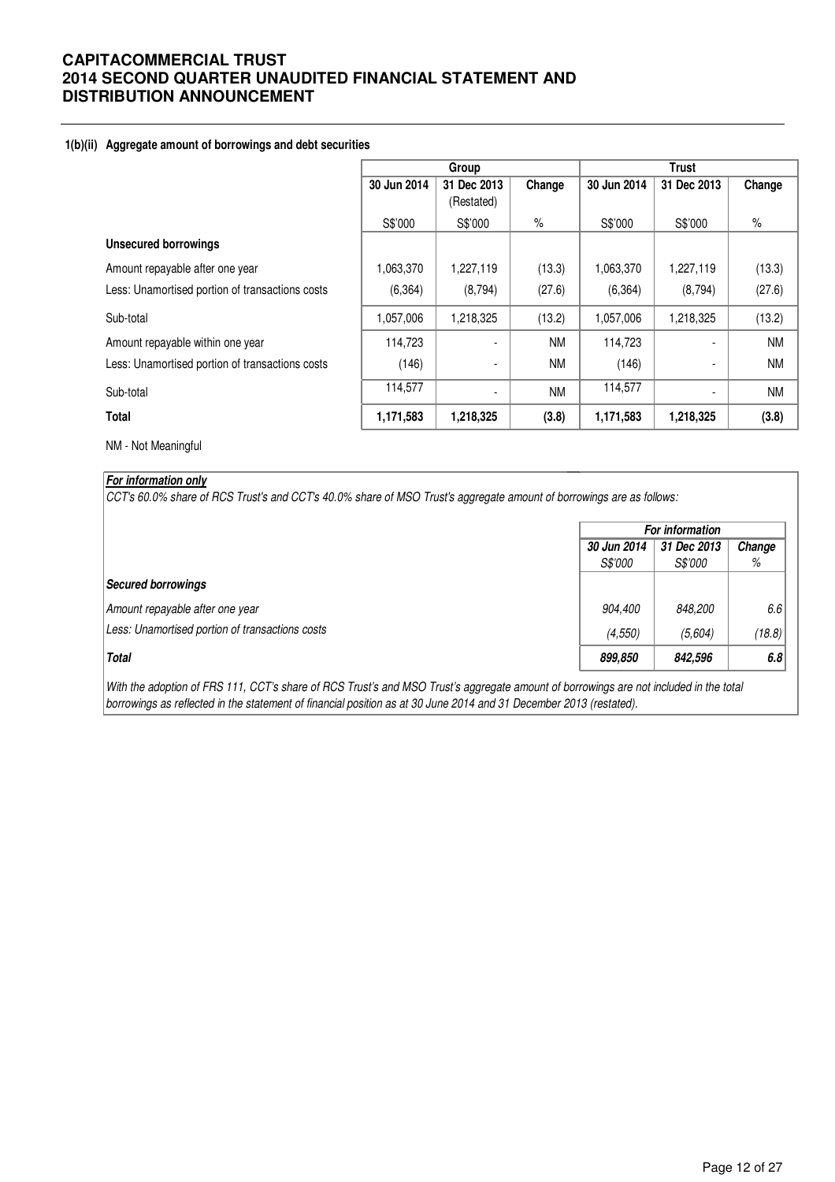#### 1(b)(ii) Aggregate amount of borrowings and debt securities

| | Group | | | Trust | | |
|---|---|---|---|---|---|---|
| | 30 Jun 2014 | 31 Dec 2013 (Restated) | Change | 30 Jun 2014 | 31 Dec 2013 | Change |
| | S$'000 | S$'000 | % | S$'000 | S$'000 | % |
| **Unsecured borrowings** | | | | | | |
| Amount repayable after one year | 1,063,370 | 1,227,119 | (13.3) | 1,063,370 | 1,227,119 | (13.3) |
| Less: Unamortised portion of transactions costs | (6,364) | (8,794) | (27.6) | (6,364) | (8,794) | (27.6) |
| Sub-total | 1,057,006 | 1,218,325 | (13.2) | 1,057,006 | 1,218,325 | (13.2) |
| Amount repayable within one year | 114,723 | - | NM | 114,723 | - | NM |
| Less: Unamortised portion of transactions costs | (146) | - | NM | (146) | - | NM |
| Sub-total | 114,577 | - | NM | 114,577 | - | NM |
| **Total** | **1,171,583** | **1,218,325** | **(3.8)** | **1,171,583** | **1,218,325** | **(3.8)** |

NM - Not Meaningful

***For information only***

*CCT's 60.0% share of RCS Trust's and CCT's 40.0% share of MSO Trust's aggregate amount of borrowings are as follows:*

| | *For information* | | |
|---|---|---|---|
| | *30 Jun 2014* | *31 Dec 2013* | *Change* |
| | *S$'000* | *S$'000* | *%* |
| ***Secured borrowings*** | | | |
| *Amount repayable after one year* | *904,400* | *848,200* | *6.6* |
| *Less: Unamortised portion of transactions costs* | *(4,550)* | *(5,604)* | *(18.8)* |
| ***Total*** | ***899,850*** | ***842,596*** | ***6.8*** |

*With the adoption of FRS 111, CCT's share of RCS Trust's and MSO Trust's aggregate amount of borrowings are not included in the total borrowings as reflected in the statement of financial position as at 30 June 2014 and 31 December 2013 (restated).*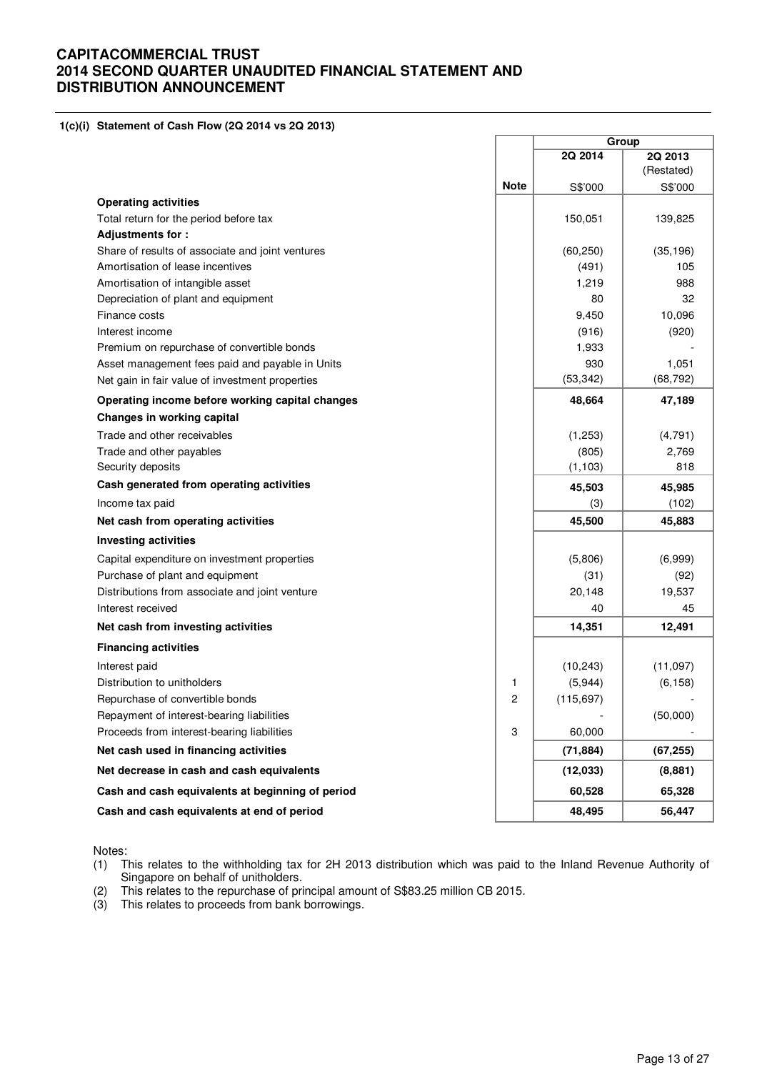# CAPITACOMMERCIAL TRUST
# 2014 SECOND QUARTER UNAUDITED FINANCIAL STATEMENT AND DISTRIBUTION ANNOUNCEMENT

### 1(c)(i) Statement of Cash Flow (2Q 2014 vs 2Q 2013)

| | | Group | |
|---|---|---|---|
| | | 2Q 2014 | 2Q 2013 (Restated) |
| | Note | S$'000 | S$'000 |
| **Operating activities** | | | |
| Total return for the period before tax | | 150,051 | 139,825 |
| **Adjustments for :** | | | |
| Share of results of associate and joint ventures | | (60,250) | (35,196) |
| Amortisation of lease incentives | | (491) | 105 |
| Amortisation of intangible asset | | 1,219 | 988 |
| Depreciation of plant and equipment | | 80 | 32 |
| Finance costs | | 9,450 | 10,096 |
| Interest income | | (916) | (920) |
| Premium on repurchase of convertible bonds | | 1,933 | - |
| Asset management fees paid and payable in Units | | 930 | 1,051 |
| Net gain in fair value of investment properties | | (53,342) | (68,792) |
| **Operating income before working capital changes** | | **48,664** | **47,189** |
| **Changes in working capital** | | | |
| Trade and other receivables | | (1,253) | (4,791) |
| Trade and other payables | | (805) | 2,769 |
| Security deposits | | (1,103) | 818 |
| **Cash generated from operating activities** | | **45,503** | **45,985** |
| Income tax paid | | (3) | (102) |
| **Net cash from operating activities** | | **45,500** | **45,883** |
| **Investing activities** | | | |
| Capital expenditure on investment properties | | (5,806) | (6,999) |
| Purchase of plant and equipment | | (31) | (92) |
| Distributions from associate and joint venture | | 20,148 | 19,537 |
| Interest received | | 40 | 45 |
| **Net cash from investing activities** | | **14,351** | **12,491** |
| **Financing activities** | | | |
| Interest paid | | (10,243) | (11,097) |
| Distribution to unitholders | 1 | (5,944) | (6,158) |
| Repurchase of convertible bonds | 2 | (115,697) | - |
| Repayment of interest-bearing liabilities | | - | (50,000) |
| Proceeds from interest-bearing liabilities | 3 | 60,000 | - |
| **Net cash used in financing activities** | | **(71,884)** | **(67,255)** |
| **Net decrease in cash and cash equivalents** | | **(12,033)** | **(8,881)** |
| **Cash and cash equivalents at beginning of period** | | **60,528** | **65,328** |
| **Cash and cash equivalents at end of period** | | **48,495** | **56,447** |

Notes:
1. This relates to the withholding tax for 2H 2013 distribution which was paid to the Inland Revenue Authority of Singapore on behalf of unitholders.
2. This relates to the repurchase of principal amount of S$83.25 million CB 2015.
3. This relates to proceeds from bank borrowings.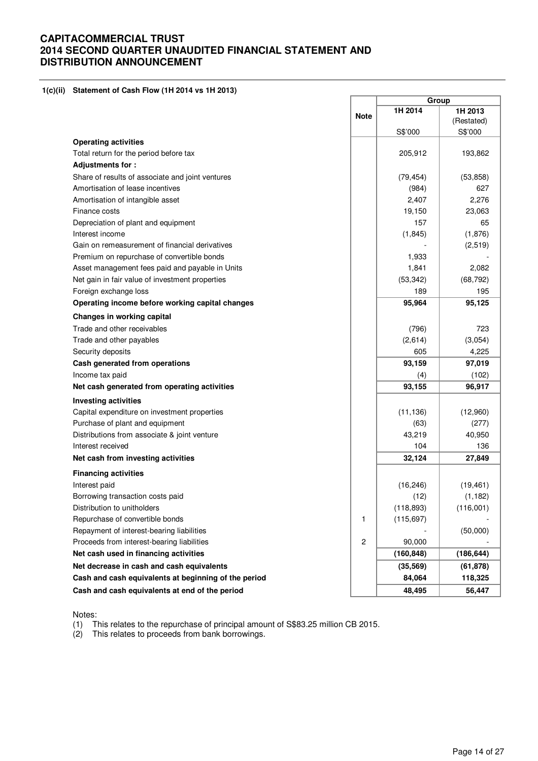# CAPITACOMMERCIAL TRUST
# 2014 SECOND QUARTER UNAUDITED FINANCIAL STATEMENT AND DISTRIBUTION ANNOUNCEMENT

**1(c)(ii) Statement of Cash Flow (1H 2014 vs 1H 2013)**

| | Note | Group | |
|---|---|---|---|
| | | 1H 2014 | 1H 2013 (Restated) |
| | | S$'000 | S$'000 |
| **Operating activities** | | | |
| Total return for the period before tax | | 205,912 | 193,862 |
| **Adjustments for :** | | | |
| Share of results of associate and joint ventures | | (79,454) | (53,858) |
| Amortisation of lease incentives | | (984) | 627 |
| Amortisation of intangible asset | | 2,407 | 2,276 |
| Finance costs | | 19,150 | 23,063 |
| Depreciation of plant and equipment | | 157 | 65 |
| Interest income | | (1,845) | (1,876) |
| Gain on remeasurement of financial derivatives | | - | (2,519) |
| Premium on repurchase of convertible bonds | | 1,933 | - |
| Asset management fees paid and payable in Units | | 1,841 | 2,082 |
| Net gain in fair value of investment properties | | (53,342) | (68,792) |
| Foreign exchange loss | | 189 | 195 |
| **Operating income before working capital changes** | | **95,964** | **95,125** |
| **Changes in working capital** | | | |
| Trade and other receivables | | (796) | 723 |
| Trade and other payables | | (2,614) | (3,054) |
| Security deposits | | 605 | 4,225 |
| **Cash generated from operations** | | **93,159** | **97,019** |
| Income tax paid | | (4) | (102) |
| **Net cash generated from operating activities** | | **93,155** | **96,917** |
| **Investing activities** | | | |
| Capital expenditure on investment properties | | (11,136) | (12,960) |
| Purchase of plant and equipment | | (63) | (277) |
| Distributions from associate & joint venture | | 43,219 | 40,950 |
| Interest received | | 104 | 136 |
| **Net cash from investing activities** | | **32,124** | **27,849** |
| **Financing activities** | | | |
| Interest paid | | (16,246) | (19,461) |
| Borrowing transaction costs paid | | (12) | (1,182) |
| Distribution to unitholders | | (118,893) | (116,001) |
| Repurchase of convertible bonds | 1 | (115,697) | - |
| Repayment of interest-bearing liabilities | | - | (50,000) |
| Proceeds from interest-bearing liabilities | 2 | 90,000 | - |
| **Net cash used in financing activities** | | **(160,848)** | **(186,644)** |
| **Net decrease in cash and cash equivalents** | | **(35,569)** | **(61,878)** |
| **Cash and cash equivalents at beginning of the period** | | **84,064** | **118,325** |
| **Cash and cash equivalents at end of the period** | | **48,495** | **56,447** |

Notes:
(1) This relates to the repurchase of principal amount of S$83.25 million CB 2015.
(2) This relates to proceeds from bank borrowings.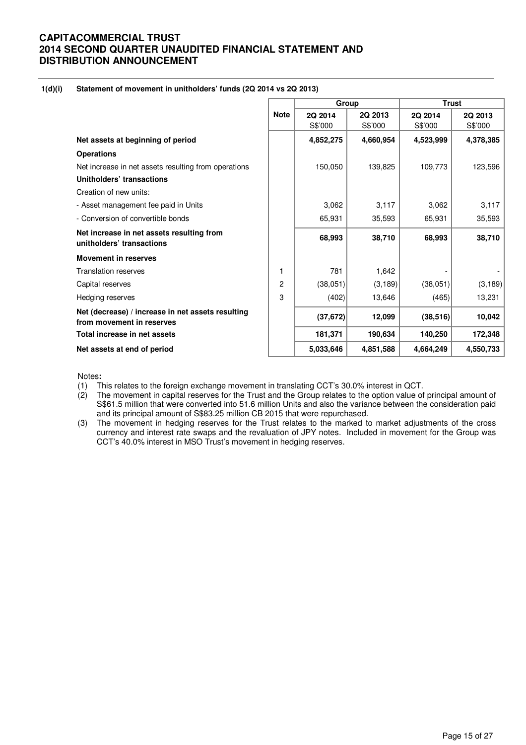# CAPITACOMMERCIAL TRUST
# 2014 SECOND QUARTER UNAUDITED FINANCIAL STATEMENT AND DISTRIBUTION ANNOUNCEMENT

**1(d)(i) Statement of movement in unitholders' funds (2Q 2014 vs 2Q 2013)**

| | Note | Group | | Trust | |
|---|---|---|---|---|---|
| | | 2Q 2014<br>S$'000 | 2Q 2013<br>S$'000 | 2Q 2014<br>S$'000 | 2Q 2013<br>S$'000 |
| **Net assets at beginning of period** | | **4,852,275** | **4,660,954** | **4,523,999** | **4,378,385** |
| **Operations** | | | | | |
| Net increase in net assets resulting from operations | | 150,050 | 139,825 | 109,773 | 123,596 |
| **Unitholders' transactions** | | | | | |
| Creation of new units: | | | | | |
| - Asset management fee paid in Units | | 3,062 | 3,117 | 3,062 | 3,117 |
| - Conversion of convertible bonds | | 65,931 | 35,593 | 65,931 | 35,593 |
| **Net increase in net assets resulting from unitholders' transactions** | | **68,993** | **38,710** | **68,993** | **38,710** |
| **Movement in reserves** | | | | | |
| Translation reserves | 1 | 781 | 1,642 | - | - |
| Capital reserves | 2 | (38,051) | (3,189) | (38,051) | (3,189) |
| Hedging reserves | 3 | (402) | 13,646 | (465) | 13,231 |
| **Net (decrease) / increase in net assets resulting from movement in reserves** | | **(37,672)** | **12,099** | **(38,516)** | **10,042** |
| **Total increase in net assets** | | **181,371** | **190,634** | **140,250** | **172,348** |
| **Net assets at end of period** | | **5,033,646** | **4,851,588** | **4,664,249** | **4,550,733** |

Notes**:**

(1) This relates to the foreign exchange movement in translating CCT's 30.0% interest in QCT.

(2) The movement in capital reserves for the Trust and the Group relates to the option value of principal amount of S$61.5 million that were converted into 51.6 million Units and also the variance between the consideration paid and its principal amount of S$83.25 million CB 2015 that were repurchased.

(3) The movement in hedging reserves for the Trust relates to the marked to market adjustments of the cross currency and interest rate swaps and the revaluation of JPY notes. Included in movement for the Group was CCT's 40.0% interest in MSO Trust's movement in hedging reserves.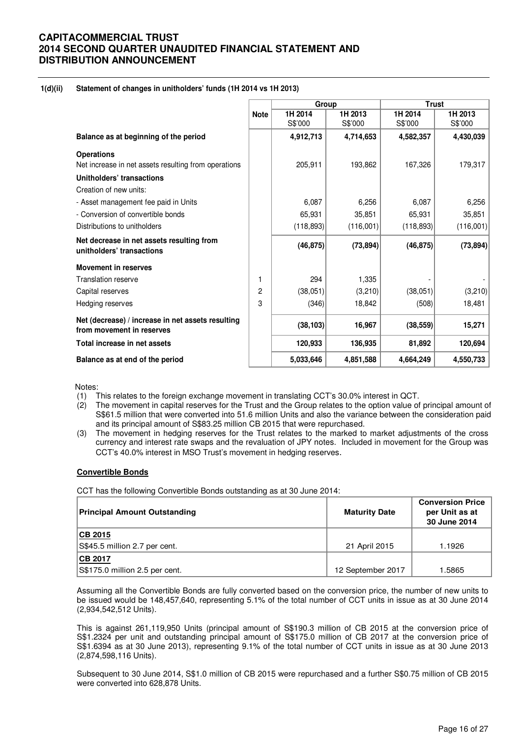**1(d)(ii) Statement of changes in unitholders' funds (1H 2014 vs 1H 2013)**

| | Note | Group | | Trust | |
|---|---|---|---|---|---|
| | | 1H 2014 S$'000 | 1H 2013 S$'000 | 1H 2014 S$'000 | 1H 2013 S$'000 |
| **Balance as at beginning of the period** | | **4,912,713** | **4,714,653** | **4,582,357** | **4,430,039** |
| **Operations** | | | | | |
| Net increase in net assets resulting from operations | | 205,911 | 193,862 | 167,326 | 179,317 |
| **Unitholders' transactions** | | | | | |
| Creation of new units: | | | | | |
| - Asset management fee paid in Units | | 6,087 | 6,256 | 6,087 | 6,256 |
| - Conversion of convertible bonds | | 65,931 | 35,851 | 65,931 | 35,851 |
| Distributions to unitholders | | (118,893) | (116,001) | (118,893) | (116,001) |
| **Net decrease in net assets resulting from unitholders' transactions** | | **(46,875)** | **(73,894)** | **(46,875)** | **(73,894)** |
| **Movement in reserves** | | | | | |
| Translation reserve | 1 | 294 | 1,335 | - | - |
| Capital reserves | 2 | (38,051) | (3,210) | (38,051) | (3,210) |
| Hedging reserves | 3 | (346) | 18,842 | (508) | 18,481 |
| **Net (decrease) / increase in net assets resulting from movement in reserves** | | **(38,103)** | **16,967** | **(38,559)** | **15,271** |
| **Total increase in net assets** | | **120,933** | **136,935** | **81,892** | **120,694** |
| **Balance as at end of the period** | | **5,033,646** | **4,851,588** | **4,664,249** | **4,550,733** |

Notes:

(1) This relates to the foreign exchange movement in translating CCT's 30.0% interest in QCT.

(2) The movement in capital reserves for the Trust and the Group relates to the option value of principal amount of S$61.5 million that were converted into 51.6 million Units and also the variance between the consideration paid and its principal amount of S$83.25 million CB 2015 that were repurchased.

(3) The movement in hedging reserves for the Trust relates to the marked to market adjustments of the cross currency and interest rate swaps and the revaluation of JPY notes. Included in movement for the Group was CCT's 40.0% interest in MSO Trust's movement in hedging reserves.

**Convertible Bonds**

CCT has the following Convertible Bonds outstanding as at 30 June 2014:

| Principal Amount Outstanding | Maturity Date | Conversion Price per Unit as at 30 June 2014 |
|---|---|---|
| **CB 2015** | | |
| S$45.5 million 2.7 per cent. | 21 April 2015 | 1.1926 |
| **CB 2017** | | |
| S$175.0 million 2.5 per cent. | 12 September 2017 | 1.5865 |

Assuming all the Convertible Bonds are fully converted based on the conversion price, the number of new units to be issued would be 148,457,640, representing 5.1% of the total number of CCT units in issue as at 30 June 2014 (2,934,542,512 Units).

This is against 261,119,950 Units (principal amount of S$190.3 million of CB 2015 at the conversion price of S$1.2324 per unit and outstanding principal amount of S$175.0 million of CB 2017 at the conversion price of S$1.6394 as at 30 June 2013), representing 9.1% of the total number of CCT units in issue as at 30 June 2013 (2,874,598,116 Units).

Subsequent to 30 June 2014, S$1.0 million of CB 2015 were repurchased and a further S$0.75 million of CB 2015 were converted into 628,878 Units.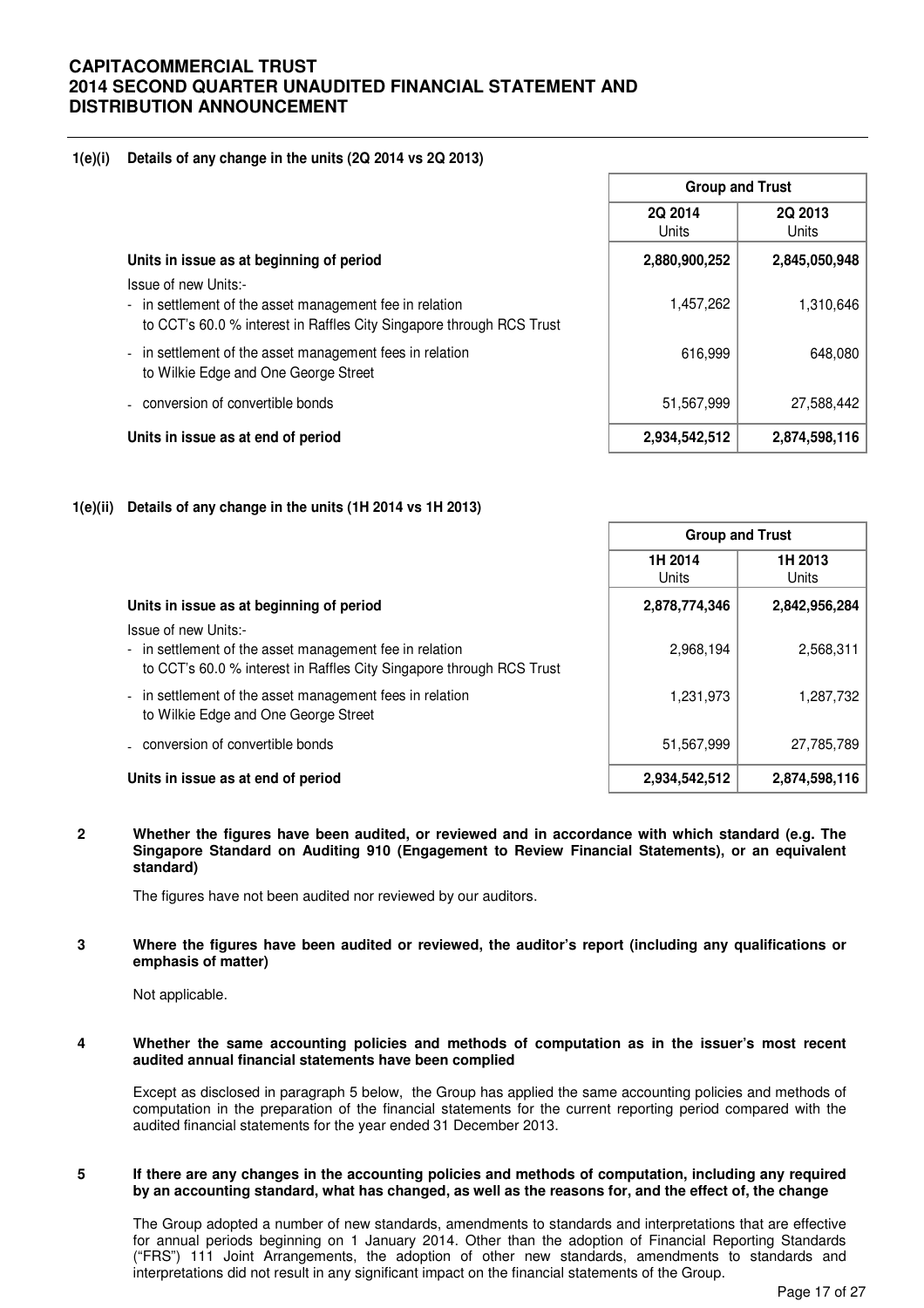#### 1(e)(i) Details of any change in the units (2Q 2014 vs 2Q 2013)

| | Group and Trust | |
|---|---|---|
| | **2Q 2014** Units | **2Q 2013** Units |
| **Units in issue as at beginning of period** | **2,880,900,252** | **2,845,050,948** |
| Issue of new Units:- | | |
| - in settlement of the asset management fee in relation to CCT's 60.0 % interest in Raffles City Singapore through RCS Trust | 1,457,262 | 1,310,646 |
| - in settlement of the asset management fees in relation to Wilkie Edge and One George Street | 616,999 | 648,080 |
| - conversion of convertible bonds | 51,567,999 | 27,588,442 |
| **Units in issue as at end of period** | **2,934,542,512** | **2,874,598,116** |

#### 1(e)(ii) Details of any change in the units (1H 2014 vs 1H 2013)

| | Group and Trust | |
|---|---|---|
| | **1H 2014** Units | **1H 2013** Units |
| **Units in issue as at beginning of period** | **2,878,774,346** | **2,842,956,284** |
| Issue of new Units:- | | |
| - in settlement of the asset management fee in relation to CCT's 60.0 % interest in Raffles City Singapore through RCS Trust | 2,968,194 | 2,568,311 |
| - in settlement of the asset management fees in relation to Wilkie Edge and One George Street | 1,231,973 | 1,287,732 |
| - conversion of convertible bonds | 51,567,999 | 27,785,789 |
| **Units in issue as at end of period** | **2,934,542,512** | **2,874,598,116** |

#### 2 Whether the figures have been audited, or reviewed and in accordance with which standard (e.g. The Singapore Standard on Auditing 910 (Engagement to Review Financial Statements), or an equivalent standard)

The figures have not been audited nor reviewed by our auditors.

#### 3 Where the figures have been audited or reviewed, the auditor's report (including any qualifications or emphasis of matter)

Not applicable.

#### 4 Whether the same accounting policies and methods of computation as in the issuer's most recent audited annual financial statements have been complied

Except as disclosed in paragraph 5 below, the Group has applied the same accounting policies and methods of computation in the preparation of the financial statements for the current reporting period compared with the audited financial statements for the year ended 31 December 2013.

#### 5 If there are any changes in the accounting policies and methods of computation, including any required by an accounting standard, what has changed, as well as the reasons for, and the effect of, the change

The Group adopted a number of new standards, amendments to standards and interpretations that are effective for annual periods beginning on 1 January 2014. Other than the adoption of Financial Reporting Standards ("FRS") 111 Joint Arrangements, the adoption of other new standards, amendments to standards and interpretations did not result in any significant impact on the financial statements of the Group.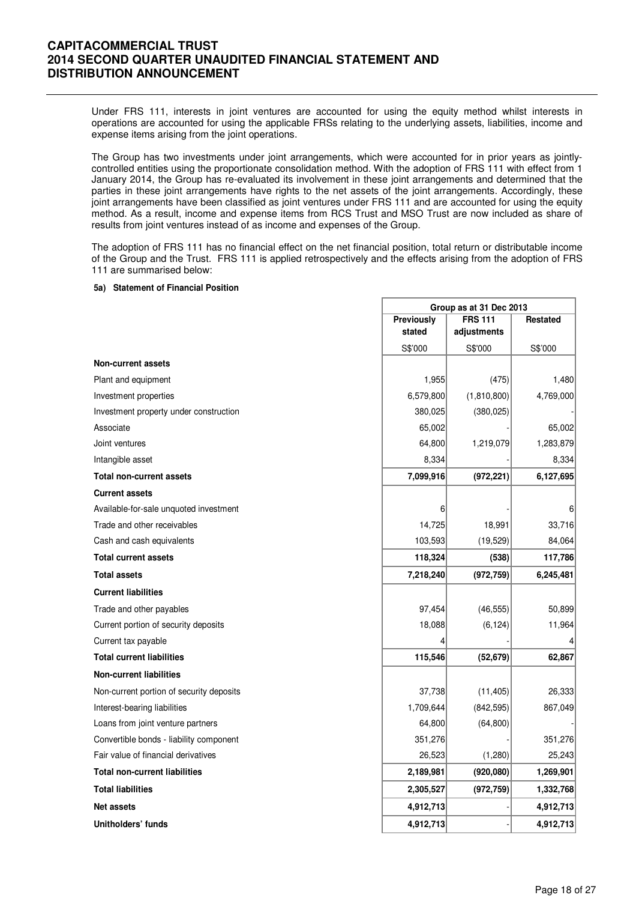Under FRS 111, interests in joint ventures are accounted for using the equity method whilst interests in operations are accounted for using the applicable FRSs relating to the underlying assets, liabilities, income and expense items arising from the joint operations.

The Group has two investments under joint arrangements, which were accounted for in prior years as jointly-controlled entities using the proportionate consolidation method. With the adoption of FRS 111 with effect from 1 January 2014, the Group has re-evaluated its involvement in these joint arrangements and determined that the parties in these joint arrangements have rights to the net assets of the joint arrangements. Accordingly, these joint arrangements have been classified as joint ventures under FRS 111 and are accounted for using the equity method. As a result, income and expense items from RCS Trust and MSO Trust are now included as share of results from joint ventures instead of as income and expenses of the Group.

The adoption of FRS 111 has no financial effect on the net financial position, total return or distributable income of the Group and the Trust. FRS 111 is applied retrospectively and the effects arising from the adoption of FRS 111 are summarised below:

#### 5a) Statement of Financial Position

| | Group as at 31 Dec 2013 | | |
|---|---|---|---|
| | **Previously stated** | **FRS 111 adjustments** | **Restated** |
| | S$'000 | S$'000 | S$'000 |
| **Non-current assets** | | | |
| Plant and equipment | 1,955 | (475) | 1,480 |
| Investment properties | 6,579,800 | (1,810,800) | 4,769,000 |
| Investment property under construction | 380,025 | (380,025) | - |
| Associate | 65,002 | - | 65,002 |
| Joint ventures | 64,800 | 1,219,079 | 1,283,879 |
| Intangible asset | 8,334 | - | 8,334 |
| **Total non-current assets** | **7,099,916** | **(972,221)** | **6,127,695** |
| **Current assets** | | | |
| Available-for-sale unquoted investment | 6 | - | 6 |
| Trade and other receivables | 14,725 | 18,991 | 33,716 |
| Cash and cash equivalents | 103,593 | (19,529) | 84,064 |
| **Total current assets** | **118,324** | **(538)** | **117,786** |
| **Total assets** | **7,218,240** | **(972,759)** | **6,245,481** |
| **Current liabilities** | | | |
| Trade and other payables | 97,454 | (46,555) | 50,899 |
| Current portion of security deposits | 18,088 | (6,124) | 11,964 |
| Current tax payable | 4 | - | 4 |
| **Total current liabilities** | **115,546** | **(52,679)** | **62,867** |
| **Non-current liabilities** | | | |
| Non-current portion of security deposits | 37,738 | (11,405) | 26,333 |
| Interest-bearing liabilities | 1,709,644 | (842,595) | 867,049 |
| Loans from joint venture partners | 64,800 | (64,800) | - |
| Convertible bonds - liability component | 351,276 | - | 351,276 |
| Fair value of financial derivatives | 26,523 | (1,280) | 25,243 |
| **Total non-current liabilities** | **2,189,981** | **(920,080)** | **1,269,901** |
| **Total liabilities** | **2,305,527** | **(972,759)** | **1,332,768** |
| **Net assets** | **4,912,713** | - | **4,912,713** |
| **Unitholders' funds** | **4,912,713** | - | **4,912,713** |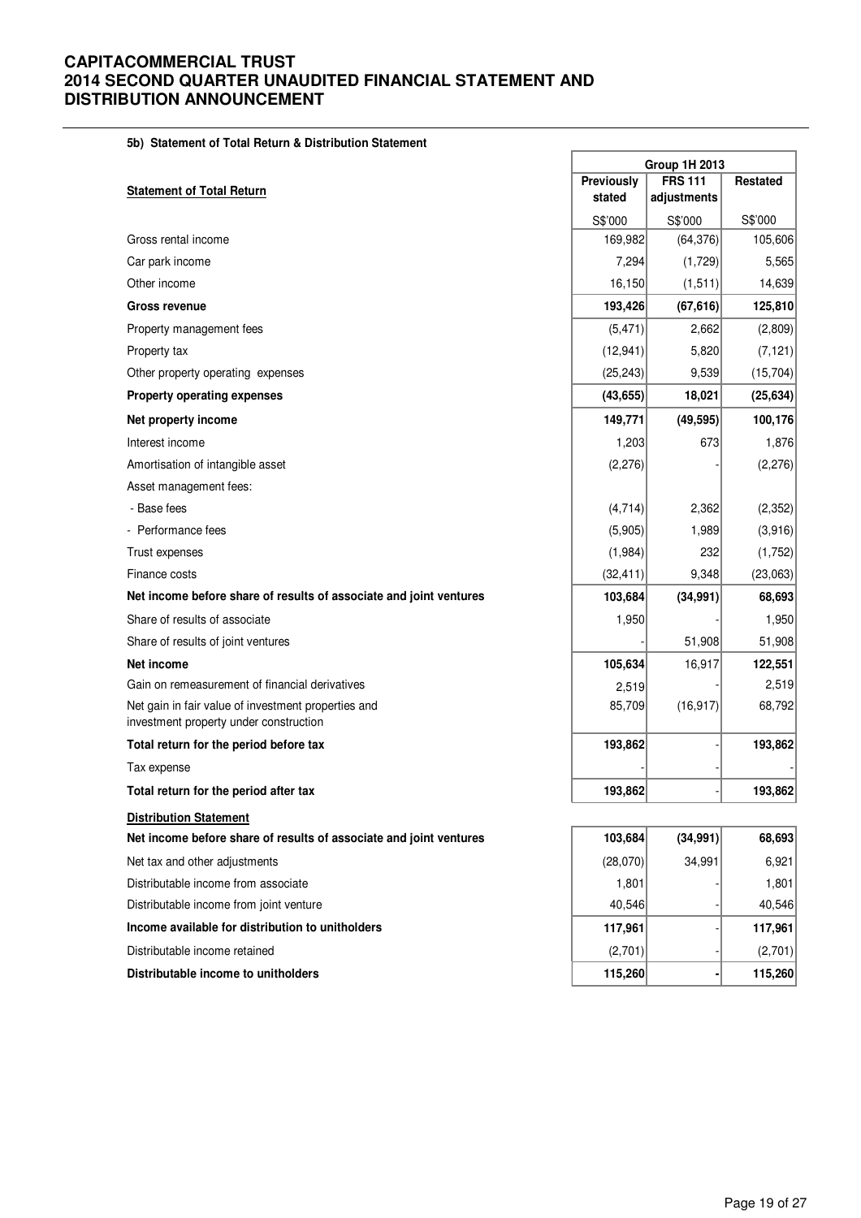#### 5b) Statement of Total Return & Distribution Statement

| Statement of Total Return | Group 1H 2013 | | |
|---|---|---|---|
| | Previously stated | FRS 111 adjustments | Restated |
| | S$'000 | S$'000 | S$'000 |
| Gross rental income | 169,982 | (64,376) | 105,606 |
| Car park income | 7,294 | (1,729) | 5,565 |
| Other income | 16,150 | (1,511) | 14,639 |
| **Gross revenue** | **193,426** | **(67,616)** | **125,810** |
| Property management fees | (5,471) | 2,662 | (2,809) |
| Property tax | (12,941) | 5,820 | (7,121) |
| Other property operating expenses | (25,243) | 9,539 | (15,704) |
| **Property operating expenses** | **(43,655)** | **18,021** | **(25,634)** |
| **Net property income** | **149,771** | **(49,595)** | **100,176** |
| Interest income | 1,203 | 673 | 1,876 |
| Amortisation of intangible asset | (2,276) | - | (2,276) |
| Asset management fees: | | | |
| - Base fees | (4,714) | 2,362 | (2,352) |
| - Performance fees | (5,905) | 1,989 | (3,916) |
| Trust expenses | (1,984) | 232 | (1,752) |
| Finance costs | (32,411) | 9,348 | (23,063) |
| **Net income before share of results of associate and joint ventures** | **103,684** | **(34,991)** | **68,693** |
| Share of results of associate | 1,950 | - | 1,950 |
| Share of results of joint ventures | - | 51,908 | 51,908 |
| **Net income** | **105,634** | 16,917 | **122,551** |
| Gain on remeasurement of financial derivatives | 2,519 | - | 2,519 |
| Net gain in fair value of investment properties and investment property under construction | 85,709 | (16,917) | 68,792 |
| **Total return for the period before tax** | **193,862** | - | **193,862** |
| Tax expense | - | - | - |
| **Total return for the period after tax** | **193,862** | - | **193,862** |

| Distribution Statement | | | |
|---|---|---|---|
| **Net income before share of results of associate and joint ventures** | **103,684** | **(34,991)** | **68,693** |
| Net tax and other adjustments | (28,070) | 34,991 | 6,921 |
| Distributable income from associate | 1,801 | - | 1,801 |
| Distributable income from joint venture | 40,546 | - | 40,546 |
| **Income available for distribution to unitholders** | **117,961** | - | **117,961** |
| Distributable income retained | (2,701) | - | (2,701) |
| **Distributable income to unitholders** | **115,260** | **-** | **115,260** |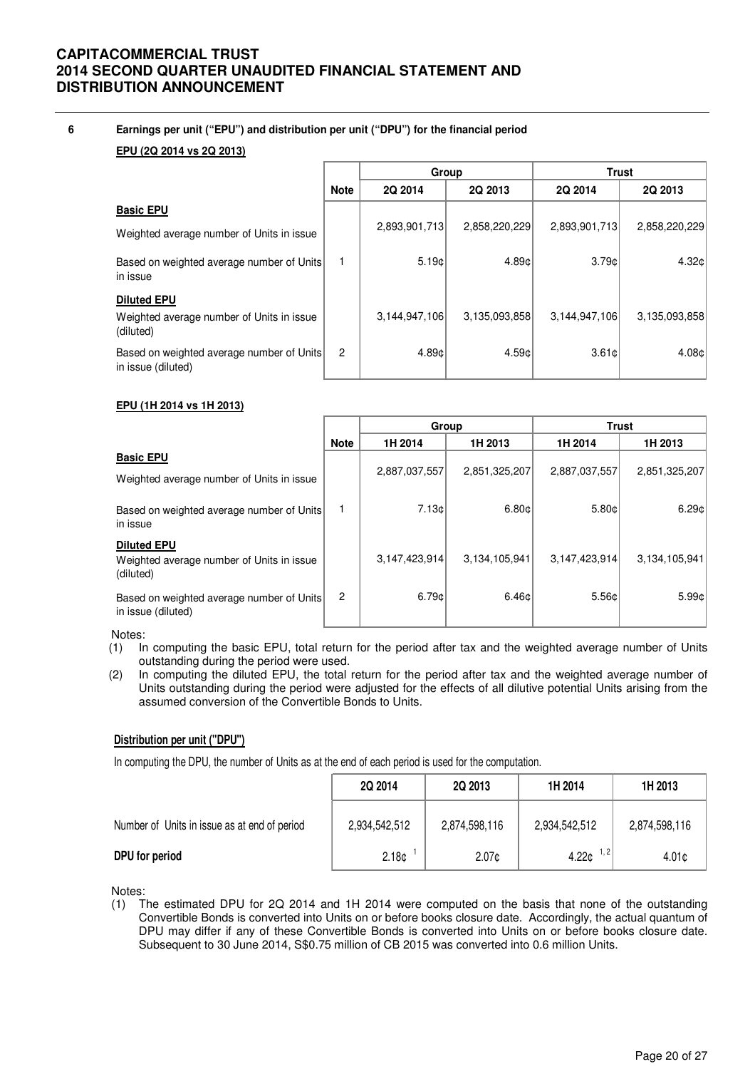## 6 Earnings per unit ("EPU") and distribution per unit ("DPU") for the financial period

**EPU (2Q 2014 vs 2Q 2013)**

| | Note | Group | | Trust | |
|---|---|---|---|---|---|
| | | 2Q 2014 | 2Q 2013 | 2Q 2014 | 2Q 2013 |
| **Basic EPU** | | | | | |
| Weighted average number of Units in issue | | 2,893,901,713 | 2,858,220,229 | 2,893,901,713 | 2,858,220,229 |
| Based on weighted average number of Units in issue | 1 | 5.19¢ | 4.89¢ | 3.79¢ | 4.32¢ |
| **Diluted EPU** | | | | | |
| Weighted average number of Units in issue (diluted) | | 3,144,947,106 | 3,135,093,858 | 3,144,947,106 | 3,135,093,858 |
| Based on weighted average number of Units in issue (diluted) | 2 | 4.89¢ | 4.59¢ | 3.61¢ | 4.08¢ |

**EPU (1H 2014 vs 1H 2013)**

| | Note | Group | | Trust | |
|---|---|---|---|---|---|
| | | 1H 2014 | 1H 2013 | 1H 2014 | 1H 2013 |
| **Basic EPU** | | | | | |
| Weighted average number of Units in issue | | 2,887,037,557 | 2,851,325,207 | 2,887,037,557 | 2,851,325,207 |
| Based on weighted average number of Units in issue | 1 | 7.13¢ | 6.80¢ | 5.80¢ | 6.29¢ |
| **Diluted EPU** | | | | | |
| Weighted average number of Units in issue (diluted) | | 3,147,423,914 | 3,134,105,941 | 3,147,423,914 | 3,134,105,941 |
| Based on weighted average number of Units in issue (diluted) | 2 | 6.79¢ | 6.46¢ | 5.56¢ | 5.99¢ |

Notes:

(1) In computing the basic EPU, total return for the period after tax and the weighted average number of Units outstanding during the period were used.

(2) In computing the diluted EPU, the total return for the period after tax and the weighted average number of Units outstanding during the period were adjusted for the effects of all dilutive potential Units arising from the assumed conversion of the Convertible Bonds to Units.

**Distribution per unit ("DPU")**

In computing the DPU, the number of Units as at the end of each period is used for the computation.

| | 2Q 2014 | 2Q 2013 | 1H 2014 | 1H 2013 |
|---|---|---|---|---|
| Number of Units in issue as at end of period | 2,934,542,512 | 2,874,598,116 | 2,934,542,512 | 2,874,598,116 |
| **DPU for period** | 2.18¢ [1] | 2.07¢ | 4.22¢ [1, 2] | 4.01¢ |

Notes:

(1) The estimated DPU for 2Q 2014 and 1H 2014 were computed on the basis that none of the outstanding Convertible Bonds is converted into Units on or before books closure date. Accordingly, the actual quantum of DPU may differ if any of these Convertible Bonds is converted into Units on or before books closure date. Subsequent to 30 June 2014, S$0.75 million of CB 2015 was converted into 0.6 million Units.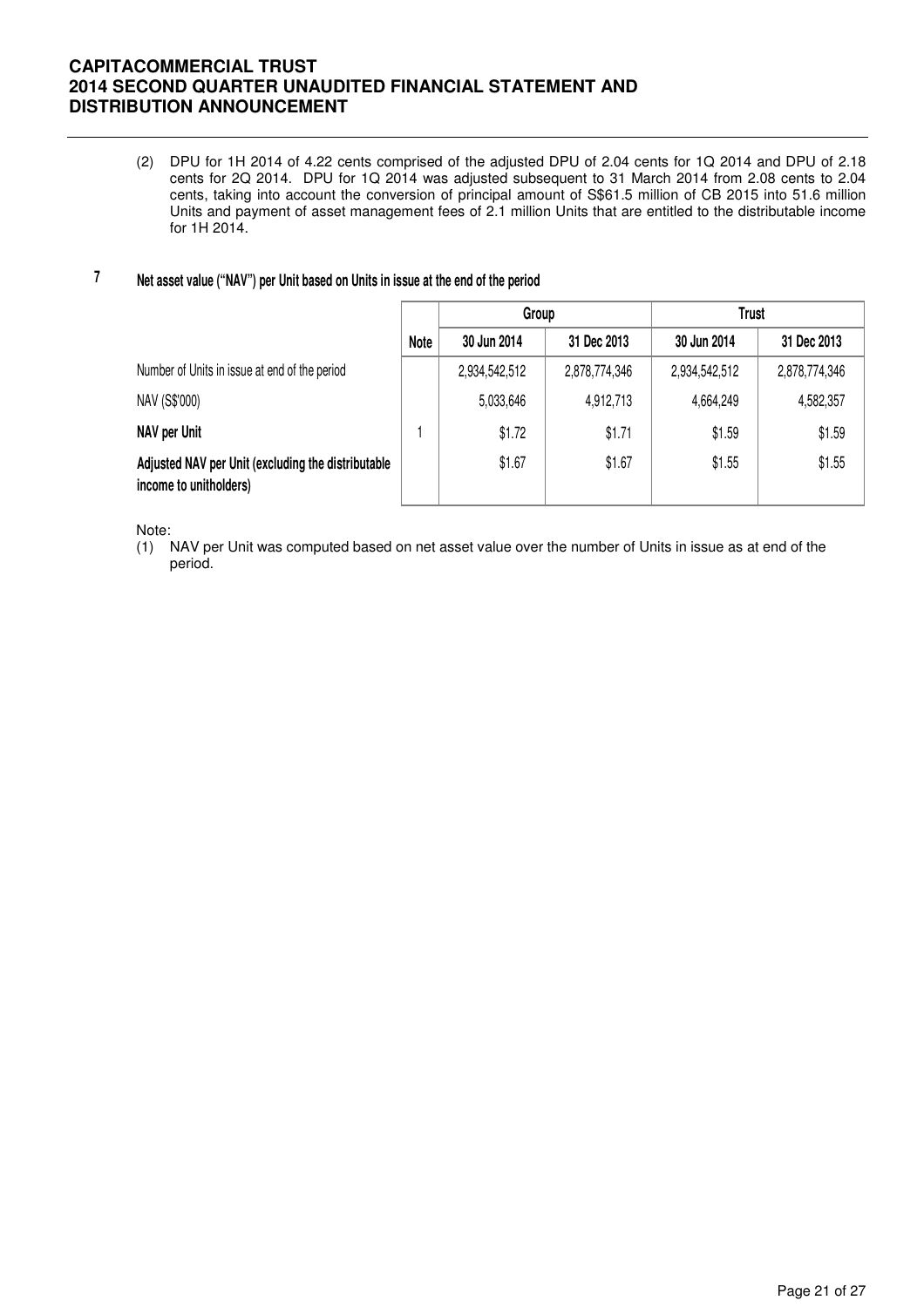(2) DPU for 1H 2014 of 4.22 cents comprised of the adjusted DPU of 2.04 cents for 1Q 2014 and DPU of 2.18 cents for 2Q 2014. DPU for 1Q 2014 was adjusted subsequent to 31 March 2014 from 2.08 cents to 2.04 cents, taking into account the conversion of principal amount of S$61.5 million of CB 2015 into 51.6 million Units and payment of asset management fees of 2.1 million Units that are entitled to the distributable income for 1H 2014.

## 7 Net asset value ("NAV") per Unit based on Units in issue at the end of the period

| | | Group | | Trust | |
|---|---|---|---|---|---|
| | Note | 30 Jun 2014 | 31 Dec 2013 | 30 Jun 2014 | 31 Dec 2013 |
| Number of Units in issue at end of the period | | 2,934,542,512 | 2,878,774,346 | 2,934,542,512 | 2,878,774,346 |
| NAV (S$'000) | | 5,033,646 | 4,912,713 | 4,664,249 | 4,582,357 |
| **NAV per Unit** | 1 | $1.72 | $1.71 | $1.59 | $1.59 |
| **Adjusted NAV per Unit (excluding the distributable income to unitholders)** | | $1.67 | $1.67 | $1.55 | $1.55 |

Note:

(1) NAV per Unit was computed based on net asset value over the number of Units in issue as at end of the period.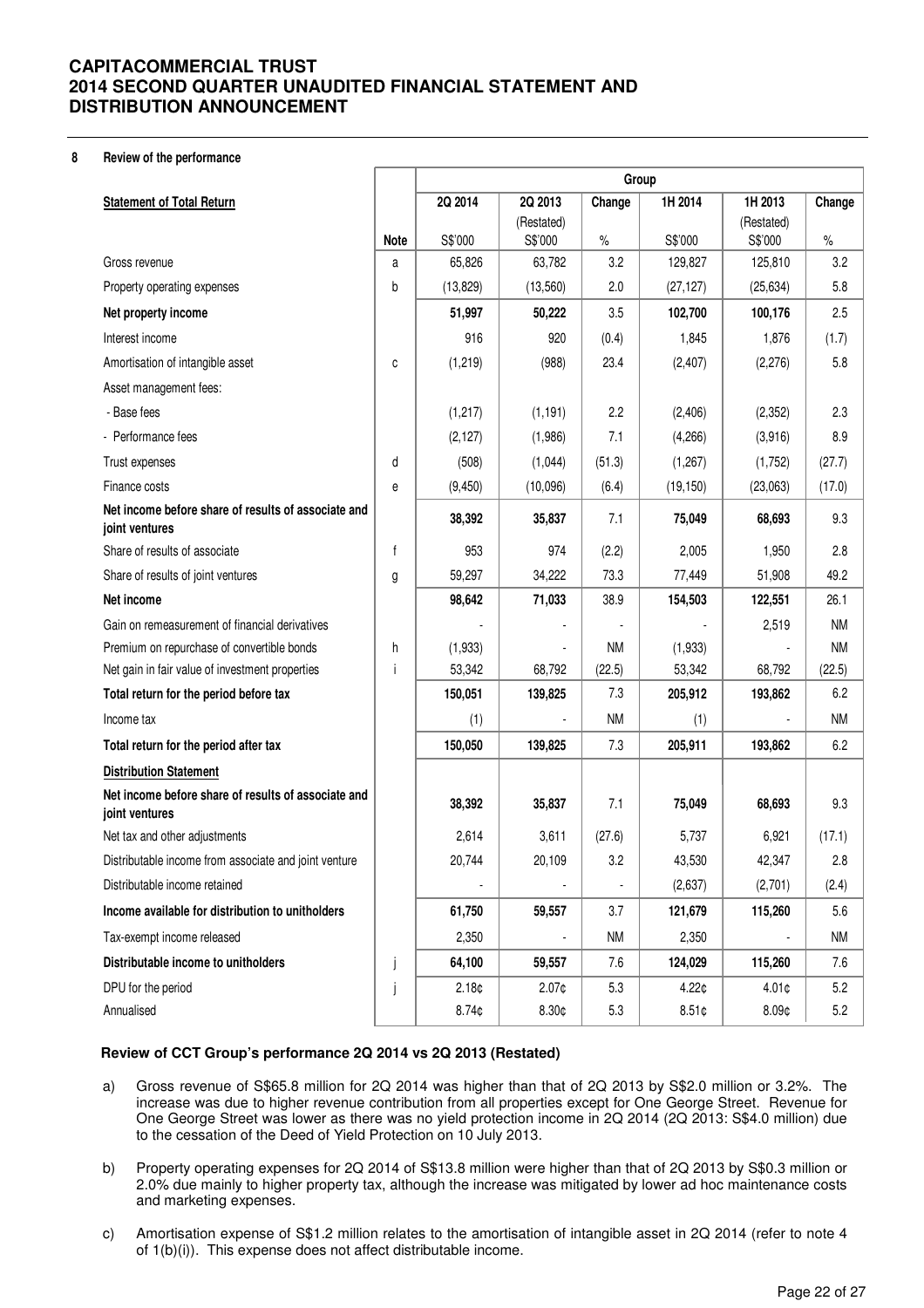**8 Review of the performance**

| Statement of Total Return | Note | 2Q 2014 | 2Q 2013 (Restated) | Change | 1H 2014 | 1H 2013 (Restated) | Change |
|---|---|---|---|---|---|---|---|
| | | Group | | | | | |
| | | S$'000 | S$'000 | % | S$'000 | S$'000 | % |
| Gross revenue | a | 65,826 | 63,782 | 3.2 | 129,827 | 125,810 | 3.2 |
| Property operating expenses | b | (13,829) | (13,560) | 2.0 | (27,127) | (25,634) | 5.8 |
| **Net property income** | | **51,997** | **50,222** | 3.5 | **102,700** | **100,176** | 2.5 |
| Interest income | | 916 | 920 | (0.4) | 1,845 | 1,876 | (1.7) |
| Amortisation of intangible asset | c | (1,219) | (988) | 23.4 | (2,407) | (2,276) | 5.8 |
| Asset management fees: | | | | | | | |
| - Base fees | | (1,217) | (1,191) | 2.2 | (2,406) | (2,352) | 2.3 |
| - Performance fees | | (2,127) | (1,986) | 7.1 | (4,266) | (3,916) | 8.9 |
| Trust expenses | d | (508) | (1,044) | (51.3) | (1,267) | (1,752) | (27.7) |
| Finance costs | e | (9,450) | (10,096) | (6.4) | (19,150) | (23,063) | (17.0) |
| **Net income before share of results of associate and joint ventures** | | **38,392** | **35,837** | 7.1 | **75,049** | **68,693** | 9.3 |
| Share of results of associate | f | 953 | 974 | (2.2) | 2,005 | 1,950 | 2.8 |
| Share of results of joint ventures | g | 59,297 | 34,222 | 73.3 | 77,449 | 51,908 | 49.2 |
| **Net income** | | **98,642** | **71,033** | 38.9 | **154,503** | **122,551** | 26.1 |
| Gain on remeasurement of financial derivatives | | - | - | - | - | 2,519 | NM |
| Premium on repurchase of convertible bonds | h | (1,933) | - | NM | (1,933) | - | NM |
| Net gain in fair value of investment properties | i | 53,342 | 68,792 | (22.5) | 53,342 | 68,792 | (22.5) |
| **Total return for the period before tax** | | **150,051** | **139,825** | 7.3 | **205,912** | **193,862** | 6.2 |
| Income tax | | (1) | - | NM | (1) | - | NM |
| **Total return for the period after tax** | | **150,050** | **139,825** | 7.3 | **205,911** | **193,862** | 6.2 |
| **Distribution Statement** | | | | | | | |
| **Net income before share of results of associate and joint ventures** | | 38,392 | 35,837 | 7.1 | 75,049 | 68,693 | 9.3 |
| Net tax and other adjustments | | 2,614 | 3,611 | (27.6) | 5,737 | 6,921 | (17.1) |
| Distributable income from associate and joint venture | | 20,744 | 20,109 | 3.2 | 43,530 | 42,347 | 2.8 |
| Distributable income retained | | - | - | - | (2,637) | (2,701) | (2.4) |
| **Income available for distribution to unitholders** | | **61,750** | **59,557** | 3.7 | **121,679** | **115,260** | 5.6 |
| Tax-exempt income released | | 2,350 | - | NM | 2,350 | - | NM |
| **Distributable income to unitholders** | j | **64,100** | **59,557** | 7.6 | **124,029** | **115,260** | 7.6 |
| DPU for the period | j | 2.18¢ | 2.07¢ | 5.3 | 4.22¢ | 4.01¢ | 5.2 |
| Annualised | | 8.74¢ | 8.30¢ | 5.3 | 8.51¢ | 8.09¢ | 5.2 |

**Review of CCT Group's performance 2Q 2014 vs 2Q 2013 (Restated)**

a) Gross revenue of S$65.8 million for 2Q 2014 was higher than that of 2Q 2013 by S$2.0 million or 3.2%. The increase was due to higher revenue contribution from all properties except for One George Street. Revenue for One George Street was lower as there was no yield protection income in 2Q 2014 (2Q 2013: S$4.0 million) due to the cessation of the Deed of Yield Protection on 10 July 2013.

b) Property operating expenses for 2Q 2014 of S$13.8 million were higher than that of 2Q 2013 by S$0.3 million or 2.0% due mainly to higher property tax, although the increase was mitigated by lower ad hoc maintenance costs and marketing expenses.

c) Amortisation expense of S$1.2 million relates to the amortisation of intangible asset in 2Q 2014 (refer to note 4 of 1(b)(i)). This expense does not affect distributable income.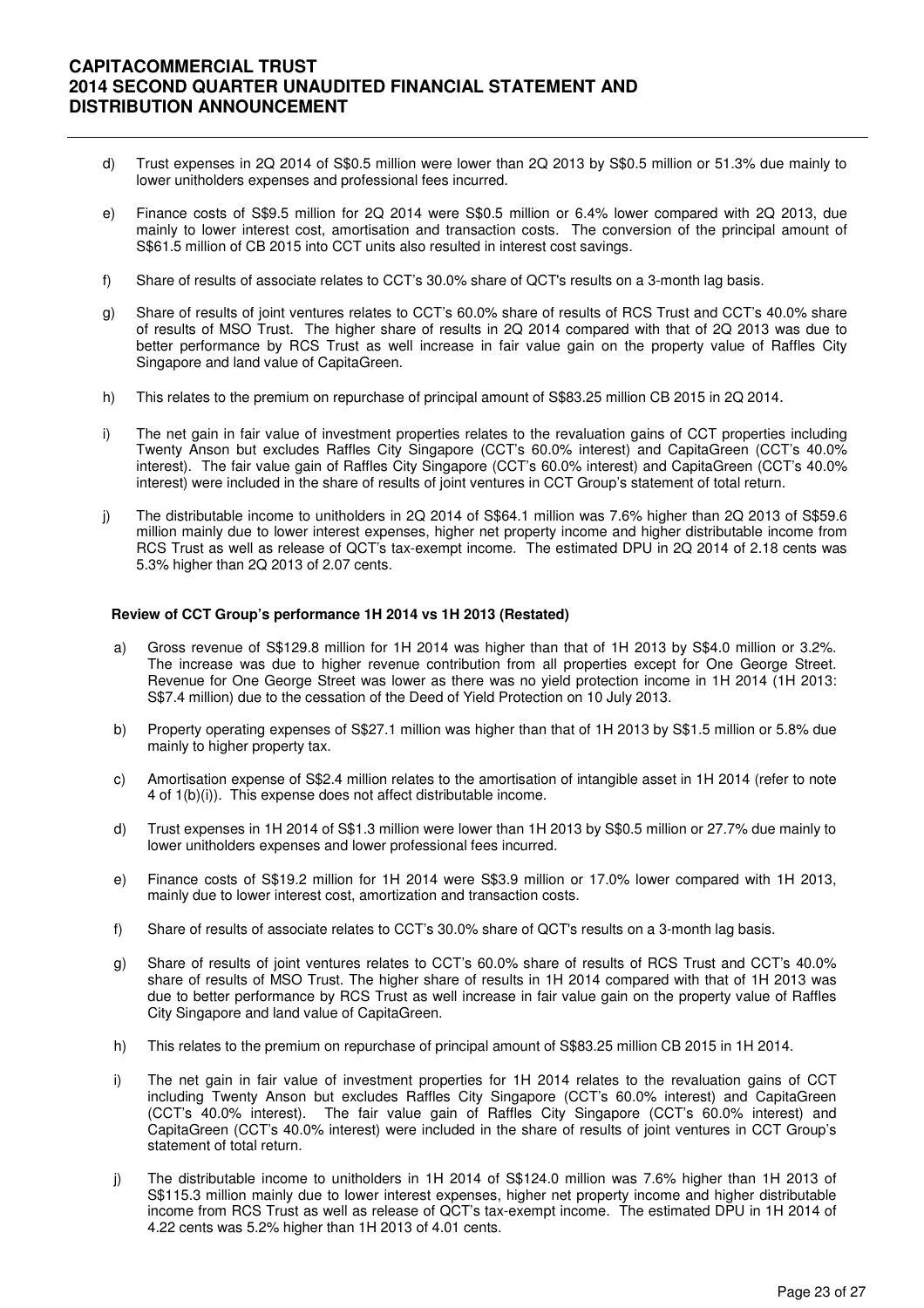d) Trust expenses in 2Q 2014 of S$0.5 million were lower than 2Q 2013 by S$0.5 million or 51.3% due mainly to lower unitholders expenses and professional fees incurred.

e) Finance costs of S$9.5 million for 2Q 2014 were S$0.5 million or 6.4% lower compared with 2Q 2013, due mainly to lower interest cost, amortisation and transaction costs. The conversion of the principal amount of S$61.5 million of CB 2015 into CCT units also resulted in interest cost savings.

f) Share of results of associate relates to CCT's 30.0% share of QCT's results on a 3-month lag basis.

g) Share of results of joint ventures relates to CCT's 60.0% share of results of RCS Trust and CCT's 40.0% share of results of MSO Trust. The higher share of results in 2Q 2014 compared with that of 2Q 2013 was due to better performance by RCS Trust as well increase in fair value gain on the property value of Raffles City Singapore and land value of CapitaGreen.

h) This relates to the premium on repurchase of principal amount of S$83.25 million CB 2015 in 2Q 2014.

i) The net gain in fair value of investment properties relates to the revaluation gains of CCT properties including Twenty Anson but excludes Raffles City Singapore (CCT's 60.0% interest) and CapitaGreen (CCT's 40.0% interest). The fair value gain of Raffles City Singapore (CCT's 60.0% interest) and CapitaGreen (CCT's 40.0% interest) were included in the share of results of joint ventures in CCT Group's statement of total return.

j) The distributable income to unitholders in 2Q 2014 of S$64.1 million was 7.6% higher than 2Q 2013 of S$59.6 million mainly due to lower interest expenses, higher net property income and higher distributable income from RCS Trust as well as release of QCT's tax-exempt income. The estimated DPU in 2Q 2014 of 2.18 cents was 5.3% higher than 2Q 2013 of 2.07 cents.

**Review of CCT Group's performance 1H 2014 vs 1H 2013 (Restated)**

a) Gross revenue of S$129.8 million for 1H 2014 was higher than that of 1H 2013 by S$4.0 million or 3.2%. The increase was due to higher revenue contribution from all properties except for One George Street. Revenue for One George Street was lower as there was no yield protection income in 1H 2014 (1H 2013: S$7.4 million) due to the cessation of the Deed of Yield Protection on 10 July 2013.

b) Property operating expenses of S$27.1 million was higher than that of 1H 2013 by S$1.5 million or 5.8% due mainly to higher property tax.

c) Amortisation expense of S$2.4 million relates to the amortisation of intangible asset in 1H 2014 (refer to note 4 of 1(b)(i)). This expense does not affect distributable income.

d) Trust expenses in 1H 2014 of S$1.3 million were lower than 1H 2013 by S$0.5 million or 27.7% due mainly to lower unitholders expenses and lower professional fees incurred.

e) Finance costs of S$19.2 million for 1H 2014 were S$3.9 million or 17.0% lower compared with 1H 2013, mainly due to lower interest cost, amortization and transaction costs.

f) Share of results of associate relates to CCT's 30.0% share of QCT's results on a 3-month lag basis.

g) Share of results of joint ventures relates to CCT's 60.0% share of results of RCS Trust and CCT's 40.0% share of results of MSO Trust. The higher share of results in 1H 2014 compared with that of 1H 2013 was due to better performance by RCS Trust as well increase in fair value gain on the property value of Raffles City Singapore and land value of CapitaGreen.

h) This relates to the premium on repurchase of principal amount of S$83.25 million CB 2015 in 1H 2014.

i) The net gain in fair value of investment properties for 1H 2014 relates to the revaluation gains of CCT including Twenty Anson but excludes Raffles City Singapore (CCT's 60.0% interest) and CapitaGreen (CCT's 40.0% interest). The fair value gain of Raffles City Singapore (CCT's 60.0% interest) and CapitaGreen (CCT's 40.0% interest) were included in the share of results of joint ventures in CCT Group's statement of total return.

j) The distributable income to unitholders in 1H 2014 of S$124.0 million was 7.6% higher than 1H 2013 of S$115.3 million mainly due to lower interest expenses, higher net property income and higher distributable income from RCS Trust as well as release of QCT's tax-exempt income. The estimated DPU in 1H 2014 of 4.22 cents was 5.2% higher than 1H 2013 of 4.01 cents.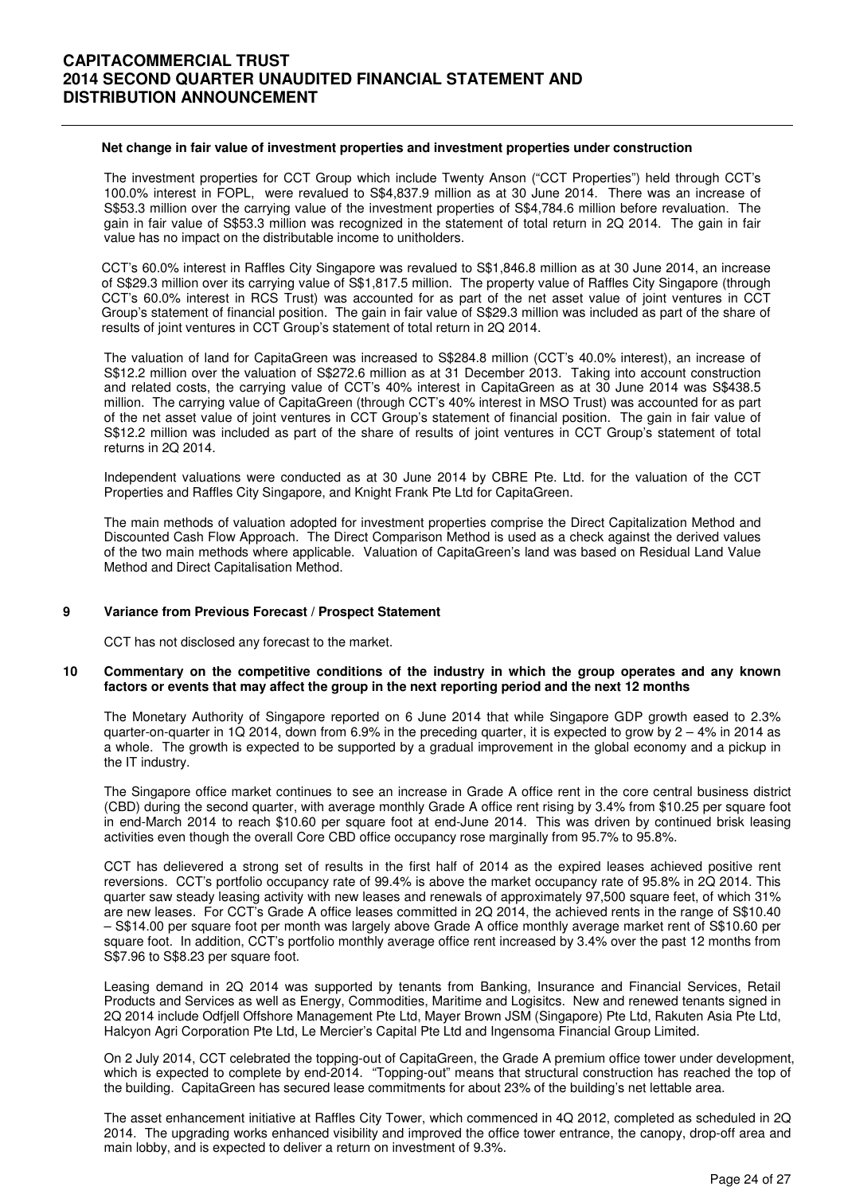**Net change in fair value of investment properties and investment properties under construction**

The investment properties for CCT Group which include Twenty Anson ("CCT Properties") held through CCT's 100.0% interest in FOPL, were revalued to S$4,837.9 million as at 30 June 2014. There was an increase of S$53.3 million over the carrying value of the investment properties of S$4,784.6 million before revaluation. The gain in fair value of S$53.3 million was recognized in the statement of total return in 2Q 2014. The gain in fair value has no impact on the distributable income to unitholders.

CCT's 60.0% interest in Raffles City Singapore was revalued to S$1,846.8 million as at 30 June 2014, an increase of S$29.3 million over its carrying value of S$1,817.5 million. The property value of Raffles City Singapore (through CCT's 60.0% interest in RCS Trust) was accounted for as part of the net asset value of joint ventures in CCT Group's statement of financial position. The gain in fair value of S$29.3 million was included as part of the share of results of joint ventures in CCT Group's statement of total return in 2Q 2014.

The valuation of land for CapitaGreen was increased to S$284.8 million (CCT's 40.0% interest), an increase of S$12.2 million over the valuation of S$272.6 million as at 31 December 2013. Taking into account construction and related costs, the carrying value of CCT's 40% interest in CapitaGreen as at 30 June 2014 was S$438.5 million. The carrying value of CapitaGreen (through CCT's 40% interest in MSO Trust) was accounted for as part of the net asset value of joint ventures in CCT Group's statement of financial position. The gain in fair value of S$12.2 million was included as part of the share of results of joint ventures in CCT Group's statement of total returns in 2Q 2014.

Independent valuations were conducted as at 30 June 2014 by CBRE Pte. Ltd. for the valuation of the CCT Properties and Raffles City Singapore, and Knight Frank Pte Ltd for CapitaGreen.

The main methods of valuation adopted for investment properties comprise the Direct Capitalization Method and Discounted Cash Flow Approach. The Direct Comparison Method is used as a check against the derived values of the two main methods where applicable. Valuation of CapitaGreen's land was based on Residual Land Value Method and Direct Capitalisation Method.

## 9 Variance from Previous Forecast / Prospect Statement

CCT has not disclosed any forecast to the market.

## 10 Commentary on the competitive conditions of the industry in which the group operates and any known factors or events that may affect the group in the next reporting period and the next 12 months

The Monetary Authority of Singapore reported on 6 June 2014 that while Singapore GDP growth eased to 2.3% quarter-on-quarter in 1Q 2014, down from 6.9% in the preceding quarter, it is expected to grow by 2 – 4% in 2014 as a whole. The growth is expected to be supported by a gradual improvement in the global economy and a pickup in the IT industry.

The Singapore office market continues to see an increase in Grade A office rent in the core central business district (CBD) during the second quarter, with average monthly Grade A office rent rising by 3.4% from $10.25 per square foot in end-March 2014 to reach $10.60 per square foot at end-June 2014. This was driven by continued brisk leasing activities even though the overall Core CBD office occupancy rose marginally from 95.7% to 95.8%.

CCT has delievered a strong set of results in the first half of 2014 as the expired leases achieved positive rent reversions. CCT's portfolio occupancy rate of 99.4% is above the market occupancy rate of 95.8% in 2Q 2014. This quarter saw steady leasing activity with new leases and renewals of approximately 97,500 square feet, of which 31% are new leases. For CCT's Grade A office leases committed in 2Q 2014, the achieved rents in the range of S$10.40 – S$14.00 per square foot per month was largely above Grade A office monthly average market rent of S$10.60 per square foot. In addition, CCT's portfolio monthly average office rent increased by 3.4% over the past 12 months from S$7.96 to S$8.23 per square foot.

Leasing demand in 2Q 2014 was supported by tenants from Banking, Insurance and Financial Services, Retail Products and Services as well as Energy, Commodities, Maritime and Logisitcs. New and renewed tenants signed in 2Q 2014 include Odfjell Offshore Management Pte Ltd, Mayer Brown JSM (Singapore) Pte Ltd, Rakuten Asia Pte Ltd, Halcyon Agri Corporation Pte Ltd, Le Mercier's Capital Pte Ltd and Ingensoma Financial Group Limited.

On 2 July 2014, CCT celebrated the topping-out of CapitaGreen, the Grade A premium office tower under development, which is expected to complete by end-2014. "Topping-out" means that structural construction has reached the top of the building. CapitaGreen has secured lease commitments for about 23% of the building's net lettable area.

The asset enhancement initiative at Raffles City Tower, which commenced in 4Q 2012, completed as scheduled in 2Q 2014. The upgrading works enhanced visibility and improved the office tower entrance, the canopy, drop-off area and main lobby, and is expected to deliver a return on investment of 9.3%.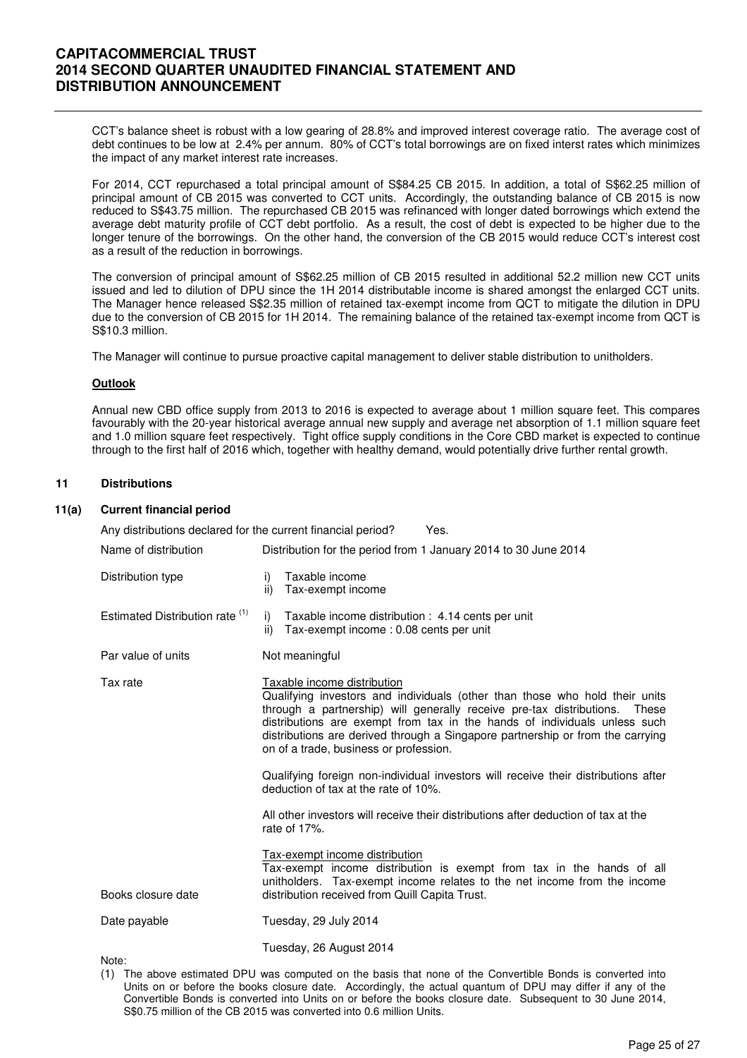CCT's balance sheet is robust with a low gearing of 28.8% and improved interest coverage ratio. The average cost of debt continues to be low at 2.4% per annum. 80% of CCT's total borrowings are on fixed interst rates which minimizes the impact of any market interest rate increases.

For 2014, CCT repurchased a total principal amount of S$84.25 CB 2015. In addition, a total of S$62.25 million of principal amount of CB 2015 was converted to CCT units. Accordingly, the outstanding balance of CB 2015 is now reduced to S$43.75 million. The repurchased CB 2015 was refinanced with longer dated borrowings which extend the average debt maturity profile of CCT debt portfolio. As a result, the cost of debt is expected to be higher due to the longer tenure of the borrowings. On the other hand, the conversion of the CB 2015 would reduce CCT's interest cost as a result of the reduction in borrowings.

The conversion of principal amount of S$62.25 million of CB 2015 resulted in additional 52.2 million new CCT units issued and led to dilution of DPU since the 1H 2014 distributable income is shared amongst the enlarged CCT units. The Manager hence released S$2.35 million of retained tax-exempt income from QCT to mitigate the dilution in DPU due to the conversion of CB 2015 for 1H 2014. The remaining balance of the retained tax-exempt income from QCT is S$10.3 million.

The Manager will continue to pursue proactive capital management to deliver stable distribution to unitholders.

**Outlook**

Annual new CBD office supply from 2013 to 2016 is expected to average about 1 million square feet. This compares favourably with the 20-year historical average annual new supply and average net absorption of 1.1 million square feet and 1.0 million square feet respectively. Tight office supply conditions in the Core CBD market is expected to continue through to the first half of 2016 which, together with healthy demand, would potentially drive further rental growth.

## 11 Distributions

### 11(a) Current financial period

Any distributions declared for the current financial period? Yes.

| | |
|---|---|
| Name of distribution | Distribution for the period from 1 January 2014 to 30 June 2014 |
| Distribution type | i) Taxable income<br>ii) Tax-exempt income |
| Estimated Distribution rate [1] | i) Taxable income distribution : 4.14 cents per unit<br>ii) Tax-exempt income : 0.08 cents per unit |
| Par value of units | Not meaningful |
| Tax rate | Taxable income distribution<br>Qualifying investors and individuals (other than those who hold their units through a partnership) will generally receive pre-tax distributions. These distributions are exempt from tax in the hands of individuals unless such distributions are derived through a Singapore partnership or from the carrying on of a trade, business or profession.<br><br>Qualifying foreign non-individual investors will receive their distributions after deduction of tax at the rate of 10%.<br><br>All other investors will receive their distributions after deduction of tax at the rate of 17%.<br><br>Tax-exempt income distribution<br>Tax-exempt income distribution is exempt from tax in the hands of all unitholders. Tax-exempt income relates to the net income from the income distribution received from Quill Capita Trust. |
| Books closure date | Tuesday, 29 July 2014 |
| Date payable | Tuesday, 26 August 2014 |

Note:

(1) The above estimated DPU was computed on the basis that none of the Convertible Bonds is converted into Units on or before the books closure date. Accordingly, the actual quantum of DPU may differ if any of the Convertible Bonds is converted into Units on or before the books closure date. Subsequent to 30 June 2014, S$0.75 million of the CB 2015 was converted into 0.6 million Units.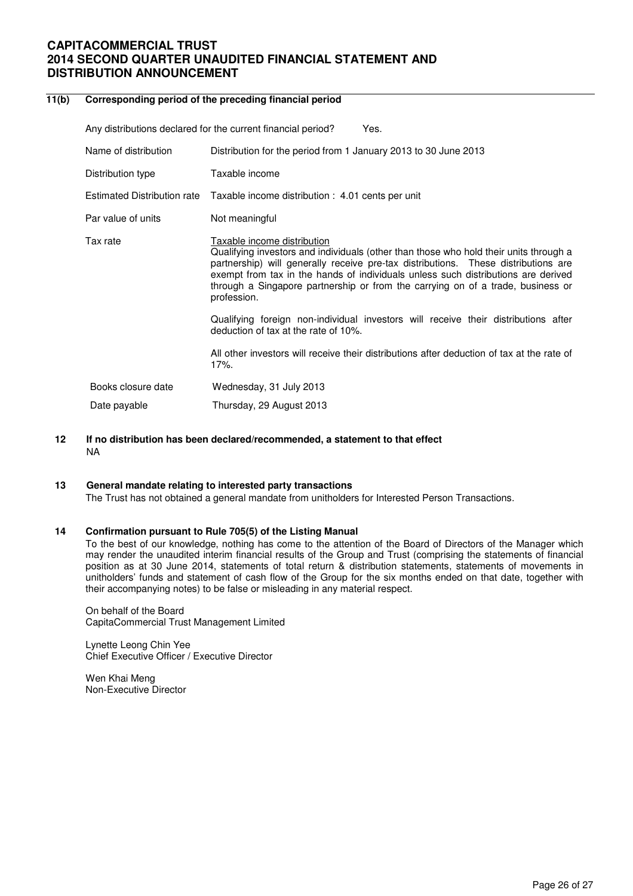## 11(b) Corresponding period of the preceding financial period

Any distributions declared for the current financial period? Yes.

| | |
|---|---|
| Name of distribution | Distribution for the period from 1 January 2013 to 30 June 2013 |
| Distribution type | Taxable income |
| Estimated Distribution rate | Taxable income distribution : 4.01 cents per unit |
| Par value of units | Not meaningful |
| Tax rate | Taxable income distribution<br>Qualifying investors and individuals (other than those who hold their units through a partnership) will generally receive pre-tax distributions. These distributions are exempt from tax in the hands of individuals unless such distributions are derived through a Singapore partnership or from the carrying on of a trade, business or profession.<br><br>Qualifying foreign non-individual investors will receive their distributions after deduction of tax at the rate of 10%.<br><br>All other investors will receive their distributions after deduction of tax at the rate of 17%. |
| Books closure date | Wednesday, 31 July 2013 |
| Date payable | Thursday, 29 August 2013 |

## 12 If no distribution has been declared/recommended, a statement to that effect

NA

## 13 General mandate relating to interested party transactions

The Trust has not obtained a general mandate from unitholders for Interested Person Transactions.

## 14 Confirmation pursuant to Rule 705(5) of the Listing Manual

To the best of our knowledge, nothing has come to the attention of the Board of Directors of the Manager which may render the unaudited interim financial results of the Group and Trust (comprising the statements of financial position as at 30 June 2014, statements of total return & distribution statements, statements of movements in unitholders' funds and statement of cash flow of the Group for the six months ended on that date, together with their accompanying notes) to be false or misleading in any material respect.

On behalf of the Board
CapitaCommercial Trust Management Limited

Lynette Leong Chin Yee
Chief Executive Officer / Executive Director

Wen Khai Meng
Non-Executive Director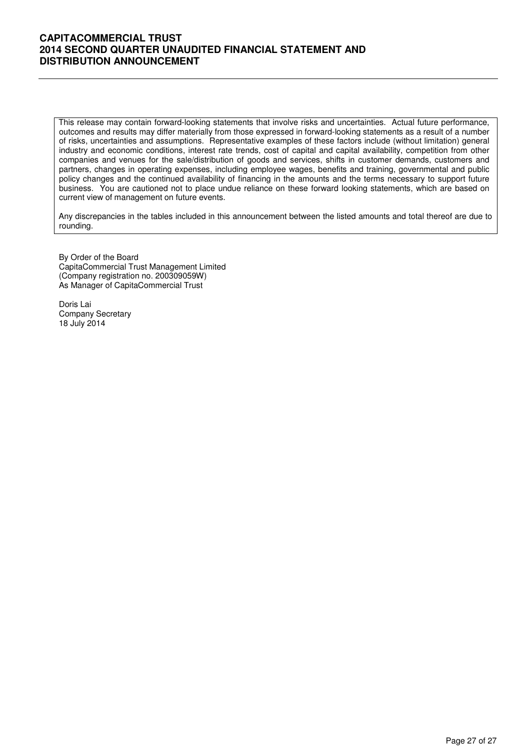This release may contain forward-looking statements that involve risks and uncertainties. Actual future performance, outcomes and results may differ materially from those expressed in forward-looking statements as a result of a number of risks, uncertainties and assumptions. Representative examples of these factors include (without limitation) general industry and economic conditions, interest rate trends, cost of capital and capital availability, competition from other companies and venues for the sale/distribution of goods and services, shifts in customer demands, customers and partners, changes in operating expenses, including employee wages, benefits and training, governmental and public policy changes and the continued availability of financing in the amounts and the terms necessary to support future business. You are cautioned not to place undue reliance on these forward looking statements, which are based on current view of management on future events.

Any discrepancies in the tables included in this announcement between the listed amounts and total thereof are due to rounding.

By Order of the Board
CapitaCommercial Trust Management Limited
(Company registration no. 200309059W)
As Manager of CapitaCommercial Trust

Doris Lai
Company Secretary
18 July 2014